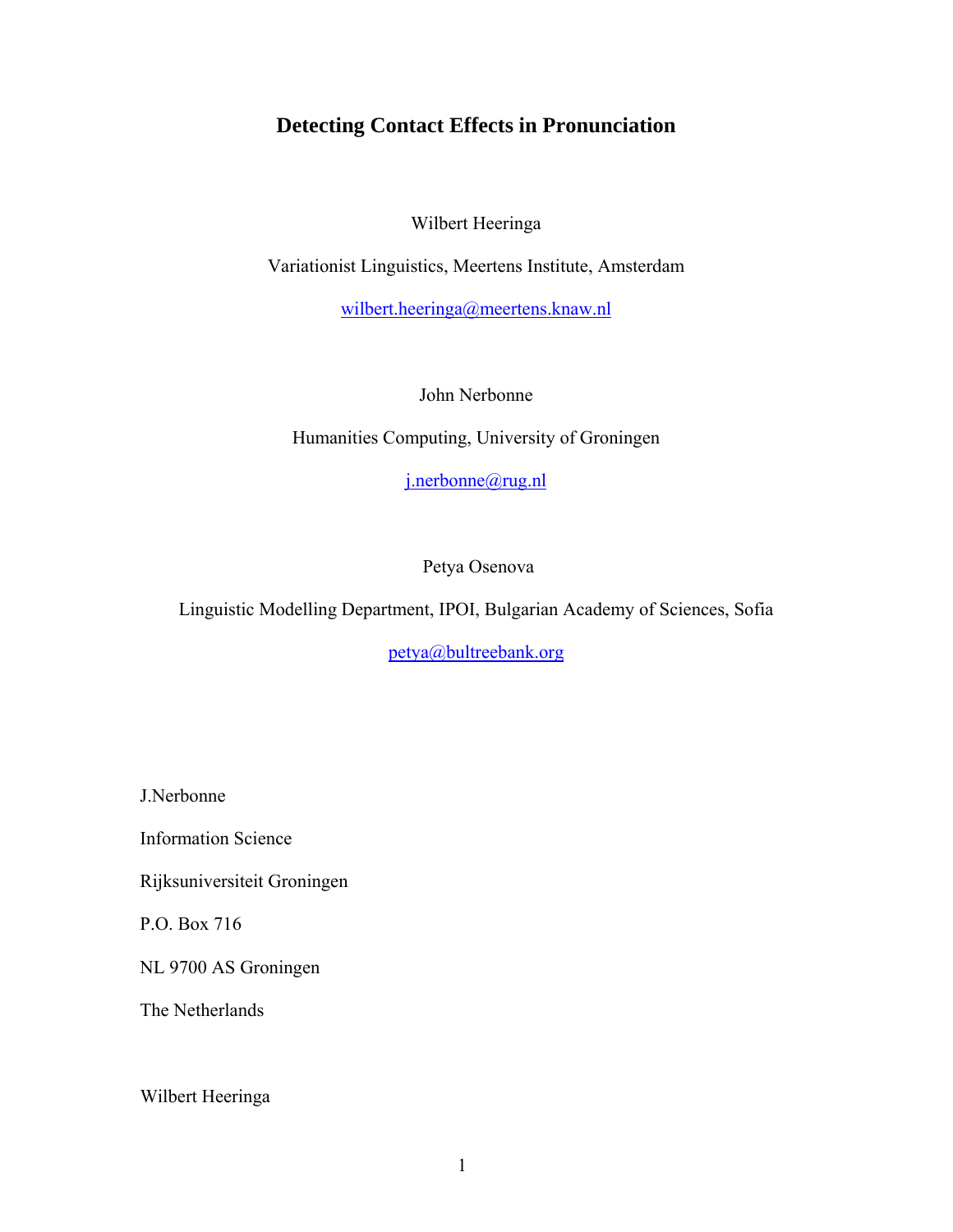# Detecting Contact Effects in Pronunciation

Wilbert Heeringa

Variationist Linguistics, Meertens Institute, Amsterdam

wilbert.heeringa@meertens.knaw.nl

John Nerbonne

Humanities Computing, University of Groningen

j.nerbonne@rug.nl

Petya Osenova

Linguistic Modelling Department, IPOI, Bulgarian Academy of Sciences, Sofia

petya@bultreebank.org

J.Nerbonne

Information Science

Rijksuniversiteit Groningen

P.O. Box 716

NL 9700 AS Groningen

The Netherlands

Wilbert Heeringa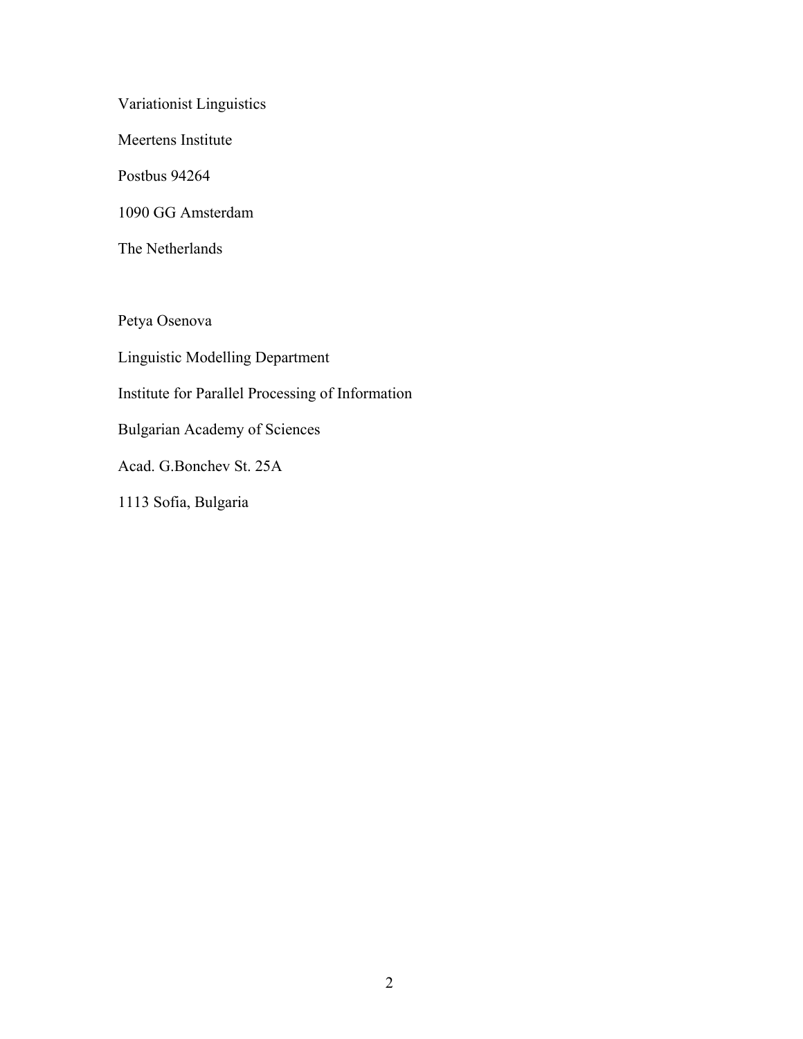Variationist Linguistics

Meertens Institute

Postbus 94264

1090 GG Amsterdam

The Netherlands

Petya Osenova

Linguistic Modelling Department

Institute for Parallel Processing of Information

Bulgarian Academy of Sciences

Acad. G.Bonchev St. 25A

1113 Sofia, Bulgaria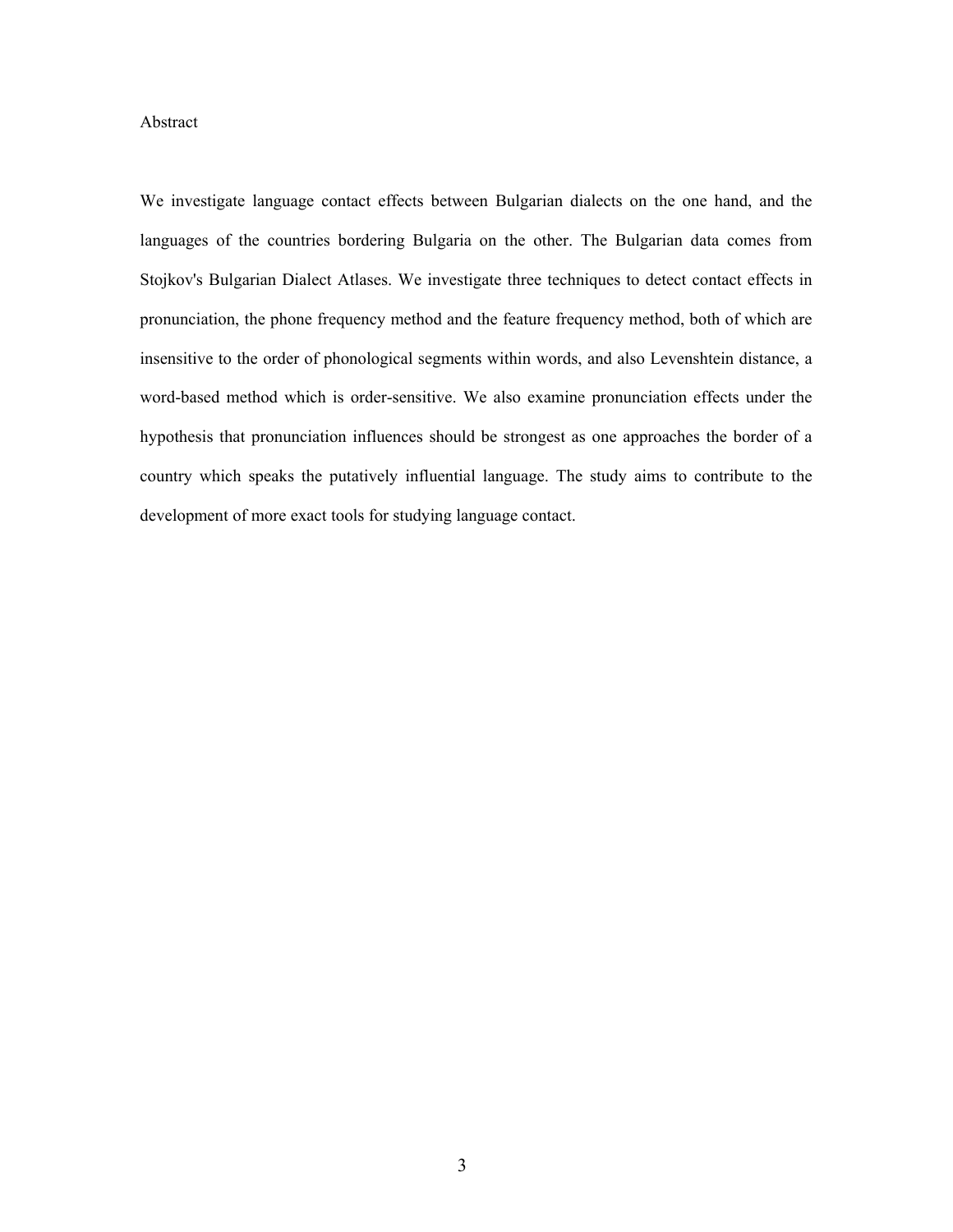# Abstract

We investigate language contact effects between Bulgarian dialects on the one hand, and the languages of the countries bordering Bulgaria on the other. The Bulgarian data comes from Stojkov's Bulgarian Dialect Atlases. We investigate three techniques to detect contact effects in pronunciation, the phone frequency method and the feature frequency method, both of which are insensitive to the order of phonological segments within words, and also Levenshtein distance, a word-based method which is order-sensitive. We also examine pronunciation effects under the hypothesis that pronunciation influences should be strongest as one approaches the border of a country which speaks the putatively influential language. The study aims to contribute to the development of more exact tools for studying language contact.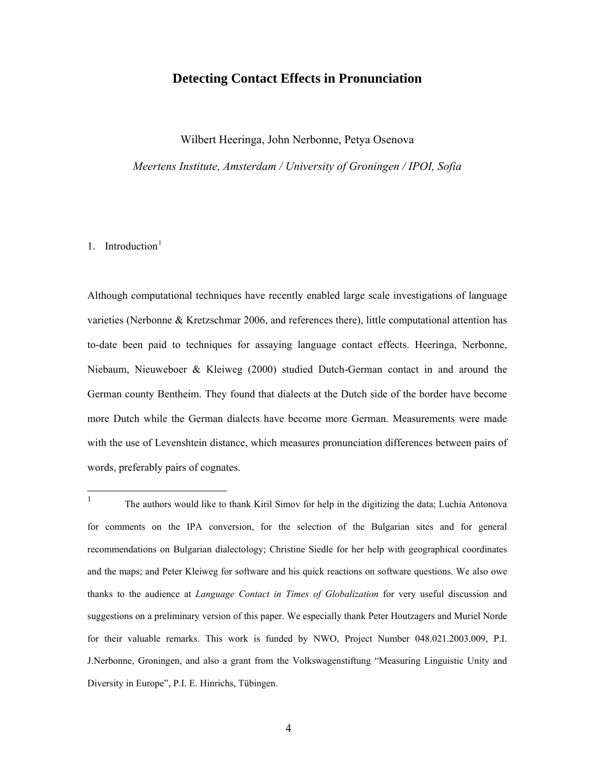# Detecting Contact Effects in Pronunciation

Wilbert Heeringa, John Nerbonne, Petya Osenova

*Meertens Institute, Amsterdam / University of Groningen / IPOI, Sofia*

## 1. Introduction[1]

Although computational techniques have recently enabled large scale investigations of language varieties (Nerbonne & Kretzschmar 2006, and references there), little computational attention has to-date been paid to techniques for assaying language contact effects. Heeringa, Nerbonne, Niebaum, Nieuweboer & Kleiweg (2000) studied Dutch-German contact in and around the German county Bentheim. They found that dialects at the Dutch side of the border have become more Dutch while the German dialects have become more German. Measurements were made with the use of Levenshtein distance, which measures pronunciation differences between pairs of words, preferably pairs of cognates.

---

[1] The authors would like to thank Kiril Simov for help in the digitizing the data; Luchia Antonova for comments on the IPA conversion, for the selection of the Bulgarian sites and for general recommendations on Bulgarian dialectology; Christine Siedle for her help with geographical coordinates and the maps; and Peter Kleiweg for software and his quick reactions on software questions. We also owe thanks to the audience at *Language Contact in Times of Globalization* for very useful discussion and suggestions on a preliminary version of this paper. We especially thank Peter Houtzagers and Muriel Norde for their valuable remarks. This work is funded by NWO, Project Number 048.021.2003.009, P.I. J.Nerbonne, Groningen, and also a grant from the Volkswagenstiftung "Measuring Linguistic Unity and Diversity in Europe", P.I. E. Hinrichs, Tübingen.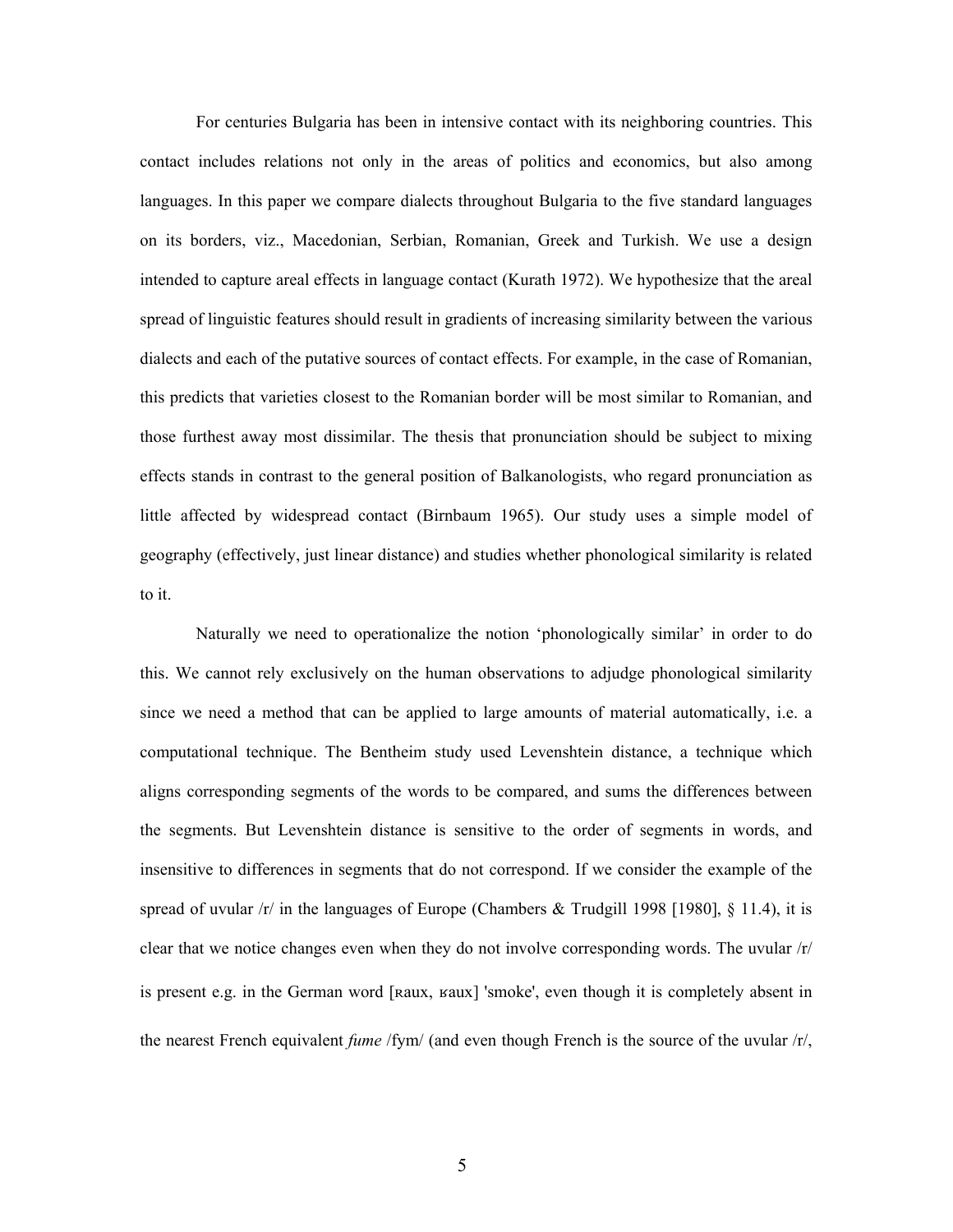For centuries Bulgaria has been in intensive contact with its neighboring countries. This contact includes relations not only in the areas of politics and economics, but also among languages. In this paper we compare dialects throughout Bulgaria to the five standard languages on its borders, viz., Macedonian, Serbian, Romanian, Greek and Turkish. We use a design intended to capture areal effects in language contact (Kurath 1972). We hypothesize that the areal spread of linguistic features should result in gradients of increasing similarity between the various dialects and each of the putative sources of contact effects. For example, in the case of Romanian, this predicts that varieties closest to the Romanian border will be most similar to Romanian, and those furthest away most dissimilar. The thesis that pronunciation should be subject to mixing effects stands in contrast to the general position of Balkanologists, who regard pronunciation as little affected by widespread contact (Birnbaum 1965). Our study uses a simple model of geography (effectively, just linear distance) and studies whether phonological similarity is related to it.

Naturally we need to operationalize the notion 'phonologically similar' in order to do this. We cannot rely exclusively on the human observations to adjudge phonological similarity since we need a method that can be applied to large amounts of material automatically, i.e. a computational technique. The Bentheim study used Levenshtein distance, a technique which aligns corresponding segments of the words to be compared, and sums the differences between the segments. But Levenshtein distance is sensitive to the order of segments in words, and insensitive to differences in segments that do not correspond. If we consider the example of the spread of uvular /r/ in the languages of Europe (Chambers & Trudgill 1998 [1980], § 11.4), it is clear that we notice changes even when they do not involve corresponding words. The uvular /r/ is present e.g. in the German word [ʀaux, ʁaux] 'smoke', even though it is completely absent in the nearest French equivalent *fume* /fym/ (and even though French is the source of the uvular /r/,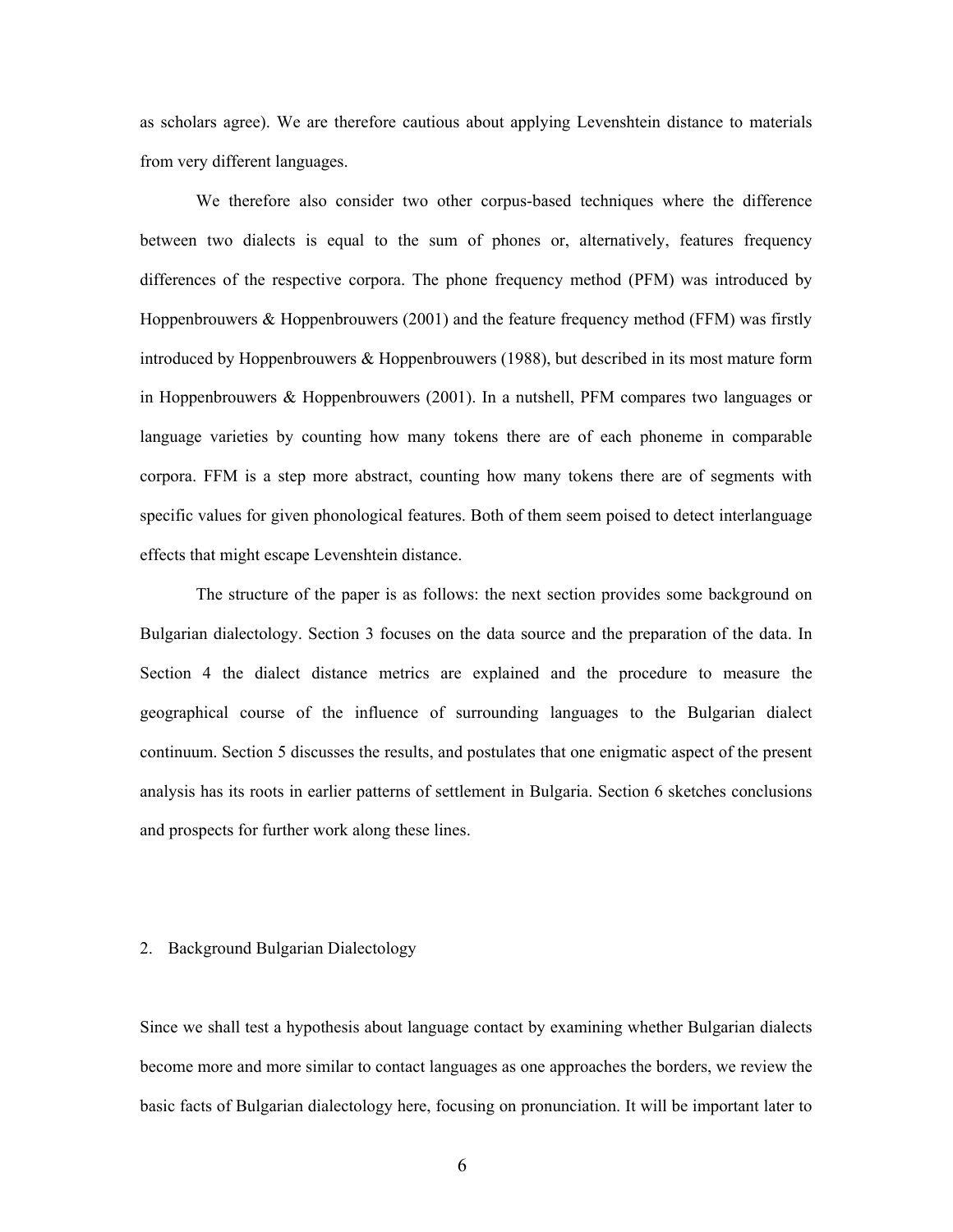as scholars agree). We are therefore cautious about applying Levenshtein distance to materials from very different languages.

We therefore also consider two other corpus-based techniques where the difference between two dialects is equal to the sum of phones or, alternatively, features frequency differences of the respective corpora. The phone frequency method (PFM) was introduced by Hoppenbrouwers & Hoppenbrouwers (2001) and the feature frequency method (FFM) was firstly introduced by Hoppenbrouwers & Hoppenbrouwers (1988), but described in its most mature form in Hoppenbrouwers & Hoppenbrouwers (2001). In a nutshell, PFM compares two languages or language varieties by counting how many tokens there are of each phoneme in comparable corpora. FFM is a step more abstract, counting how many tokens there are of segments with specific values for given phonological features. Both of them seem poised to detect interlanguage effects that might escape Levenshtein distance.

The structure of the paper is as follows: the next section provides some background on Bulgarian dialectology. Section 3 focuses on the data source and the preparation of the data. In Section 4 the dialect distance metrics are explained and the procedure to measure the geographical course of the influence of surrounding languages to the Bulgarian dialect continuum. Section 5 discusses the results, and postulates that one enigmatic aspect of the present analysis has its roots in earlier patterns of settlement in Bulgaria. Section 6 sketches conclusions and prospects for further work along these lines.

## 2. Background Bulgarian Dialectology

Since we shall test a hypothesis about language contact by examining whether Bulgarian dialects become more and more similar to contact languages as one approaches the borders, we review the basic facts of Bulgarian dialectology here, focusing on pronunciation. It will be important later to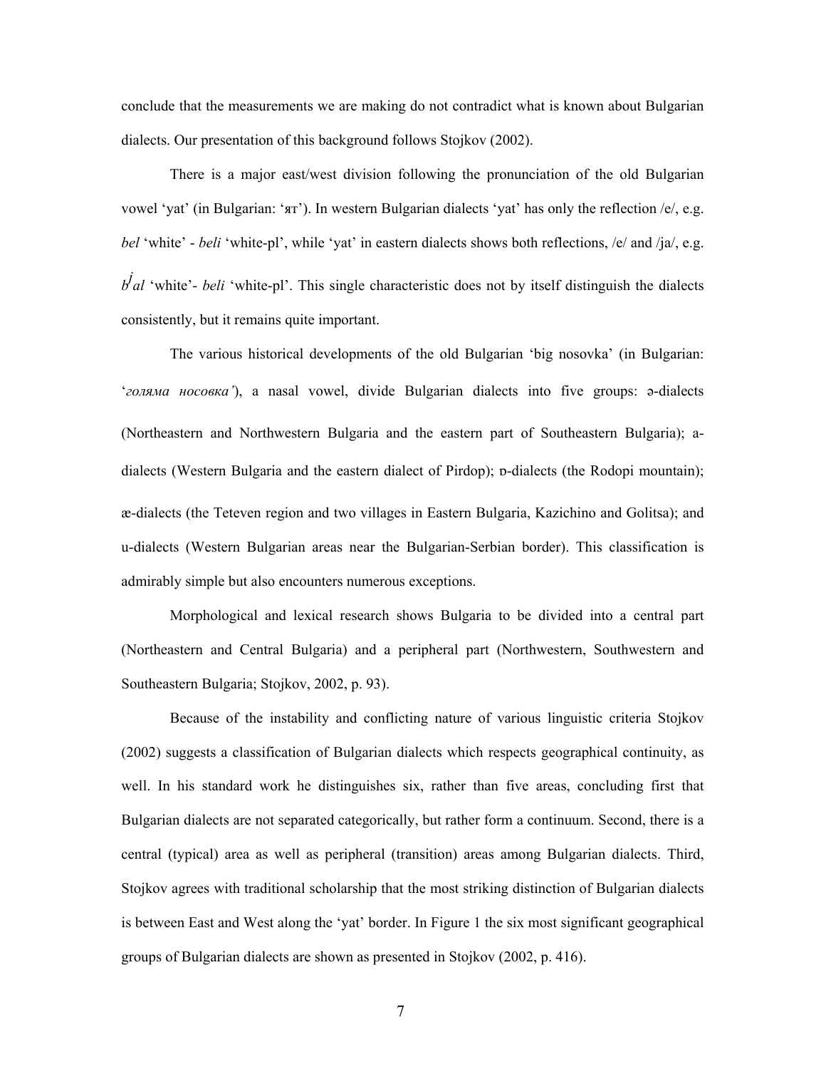conclude that the measurements we are making do not contradict what is known about Bulgarian dialects. Our presentation of this background follows Stojkov (2002).

There is a major east/west division following the pronunciation of the old Bulgarian vowel 'yat' (in Bulgarian: 'ят'). In western Bulgarian dialects 'yat' has only the reflection /e/, e.g. *bel* 'white' - *beli* 'white-pl', while 'yat' in eastern dialects shows both reflections, /e/ and /ja/, e.g. *bʲal* 'white'- *beli* 'white-pl'. This single characteristic does not by itself distinguish the dialects consistently, but it remains quite important.

The various historical developments of the old Bulgarian 'big nosovka' (in Bulgarian: '*голяма носовка'*), a nasal vowel, divide Bulgarian dialects into five groups: ə-dialects (Northeastern and Northwestern Bulgaria and the eastern part of Southeastern Bulgaria); a-dialects (Western Bulgaria and the eastern dialect of Pirdop); ɒ-dialects (the Rodopi mountain); æ-dialects (the Teteven region and two villages in Eastern Bulgaria, Kazichino and Golitsa); and u-dialects (Western Bulgarian areas near the Bulgarian-Serbian border). This classification is admirably simple but also encounters numerous exceptions.

Morphological and lexical research shows Bulgaria to be divided into a central part (Northeastern and Central Bulgaria) and a peripheral part (Northwestern, Southwestern and Southeastern Bulgaria; Stojkov, 2002, p. 93).

Because of the instability and conflicting nature of various linguistic criteria Stojkov (2002) suggests a classification of Bulgarian dialects which respects geographical continuity, as well. In his standard work he distinguishes six, rather than five areas, concluding first that Bulgarian dialects are not separated categorically, but rather form a continuum. Second, there is a central (typical) area as well as peripheral (transition) areas among Bulgarian dialects. Third, Stojkov agrees with traditional scholarship that the most striking distinction of Bulgarian dialects is between East and West along the 'yat' border. In Figure 1 the six most significant geographical groups of Bulgarian dialects are shown as presented in Stojkov (2002, p. 416).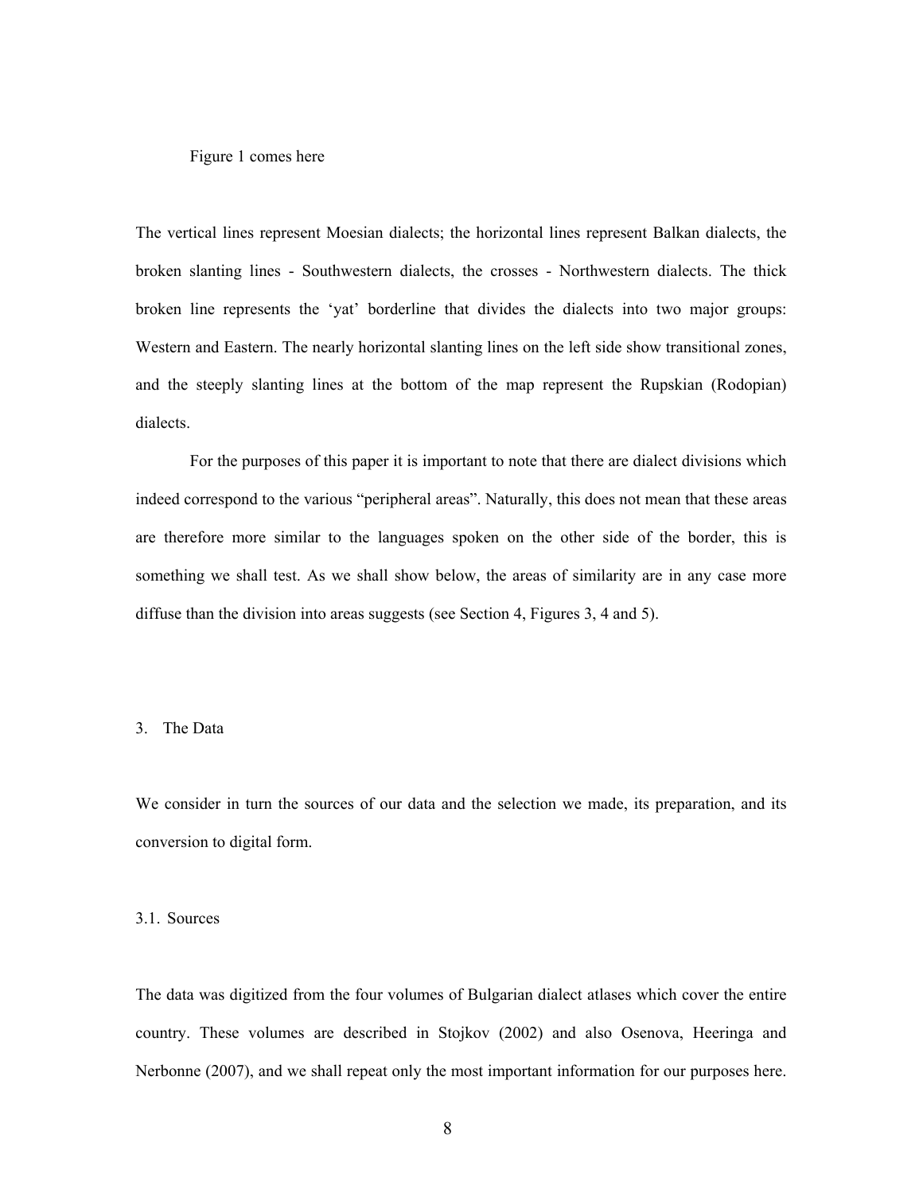Figure 1 comes here

The vertical lines represent Moesian dialects; the horizontal lines represent Balkan dialects, the broken slanting lines - Southwestern dialects, the crosses - Northwestern dialects. The thick broken line represents the 'yat' borderline that divides the dialects into two major groups: Western and Eastern. The nearly horizontal slanting lines on the left side show transitional zones, and the steeply slanting lines at the bottom of the map represent the Rupskian (Rodopian) dialects.

For the purposes of this paper it is important to note that there are dialect divisions which indeed correspond to the various "peripheral areas". Naturally, this does not mean that these areas are therefore more similar to the languages spoken on the other side of the border, this is something we shall test. As we shall show below, the areas of similarity are in any case more diffuse than the division into areas suggests (see Section 4, Figures 3, 4 and 5).

## 3. The Data

We consider in turn the sources of our data and the selection we made, its preparation, and its conversion to digital form.

### 3.1. Sources

The data was digitized from the four volumes of Bulgarian dialect atlases which cover the entire country. These volumes are described in Stojkov (2002) and also Osenova, Heeringa and Nerbonne (2007), and we shall repeat only the most important information for our purposes here.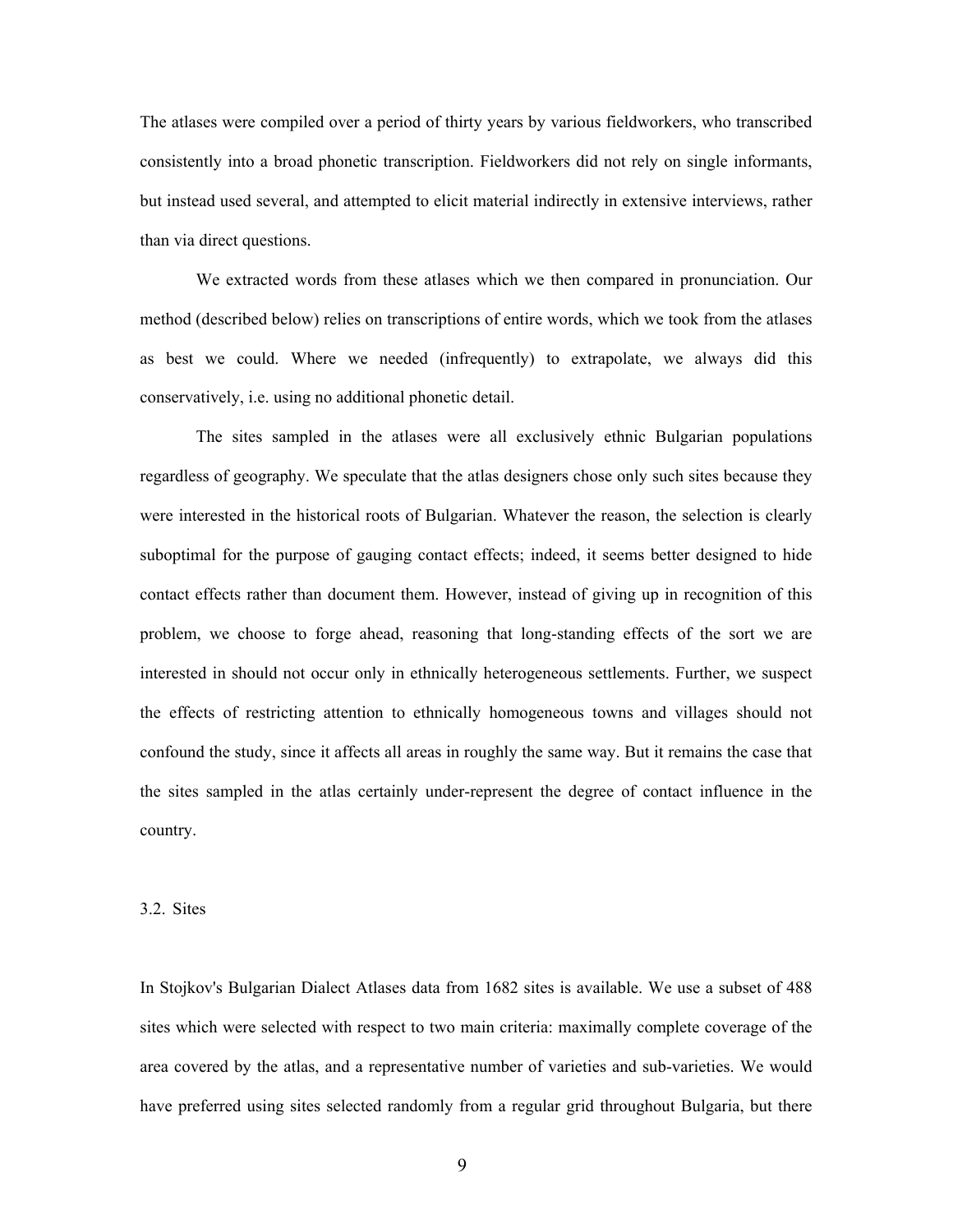The atlases were compiled over a period of thirty years by various fieldworkers, who transcribed consistently into a broad phonetic transcription. Fieldworkers did not rely on single informants, but instead used several, and attempted to elicit material indirectly in extensive interviews, rather than via direct questions.

We extracted words from these atlases which we then compared in pronunciation. Our method (described below) relies on transcriptions of entire words, which we took from the atlases as best we could. Where we needed (infrequently) to extrapolate, we always did this conservatively, i.e. using no additional phonetic detail.

The sites sampled in the atlases were all exclusively ethnic Bulgarian populations regardless of geography. We speculate that the atlas designers chose only such sites because they were interested in the historical roots of Bulgarian. Whatever the reason, the selection is clearly suboptimal for the purpose of gauging contact effects; indeed, it seems better designed to hide contact effects rather than document them. However, instead of giving up in recognition of this problem, we choose to forge ahead, reasoning that long-standing effects of the sort we are interested in should not occur only in ethnically heterogeneous settlements. Further, we suspect the effects of restricting attention to ethnically homogeneous towns and villages should not confound the study, since it affects all areas in roughly the same way. But it remains the case that the sites sampled in the atlas certainly under-represent the degree of contact influence in the country.

### 3.2. Sites

In Stojkov's Bulgarian Dialect Atlases data from 1682 sites is available. We use a subset of 488 sites which were selected with respect to two main criteria: maximally complete coverage of the area covered by the atlas, and a representative number of varieties and sub-varieties. We would have preferred using sites selected randomly from a regular grid throughout Bulgaria, but there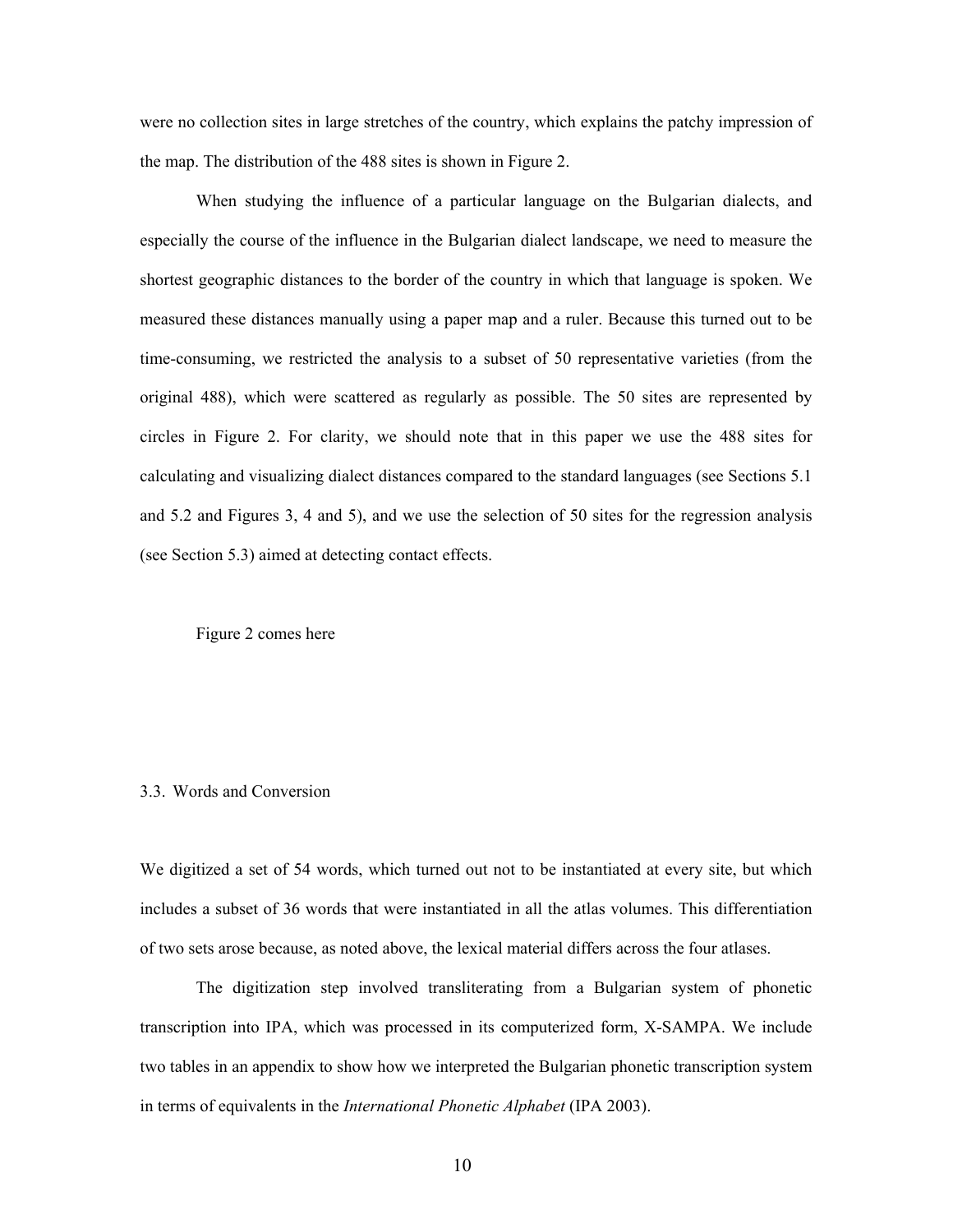were no collection sites in large stretches of the country, which explains the patchy impression of the map. The distribution of the 488 sites is shown in Figure 2.

When studying the influence of a particular language on the Bulgarian dialects, and especially the course of the influence in the Bulgarian dialect landscape, we need to measure the shortest geographic distances to the border of the country in which that language is spoken. We measured these distances manually using a paper map and a ruler. Because this turned out to be time-consuming, we restricted the analysis to a subset of 50 representative varieties (from the original 488), which were scattered as regularly as possible. The 50 sites are represented by circles in Figure 2. For clarity, we should note that in this paper we use the 488 sites for calculating and visualizing dialect distances compared to the standard languages (see Sections 5.1 and 5.2 and Figures 3, 4 and 5), and we use the selection of 50 sites for the regression analysis (see Section 5.3) aimed at detecting contact effects.

Figure 2 comes here

### 3.3. Words and Conversion

We digitized a set of 54 words, which turned out not to be instantiated at every site, but which includes a subset of 36 words that were instantiated in all the atlas volumes. This differentiation of two sets arose because, as noted above, the lexical material differs across the four atlases.

The digitization step involved transliterating from a Bulgarian system of phonetic transcription into IPA, which was processed in its computerized form, X-SAMPA. We include two tables in an appendix to show how we interpreted the Bulgarian phonetic transcription system in terms of equivalents in the *International Phonetic Alphabet* (IPA 2003).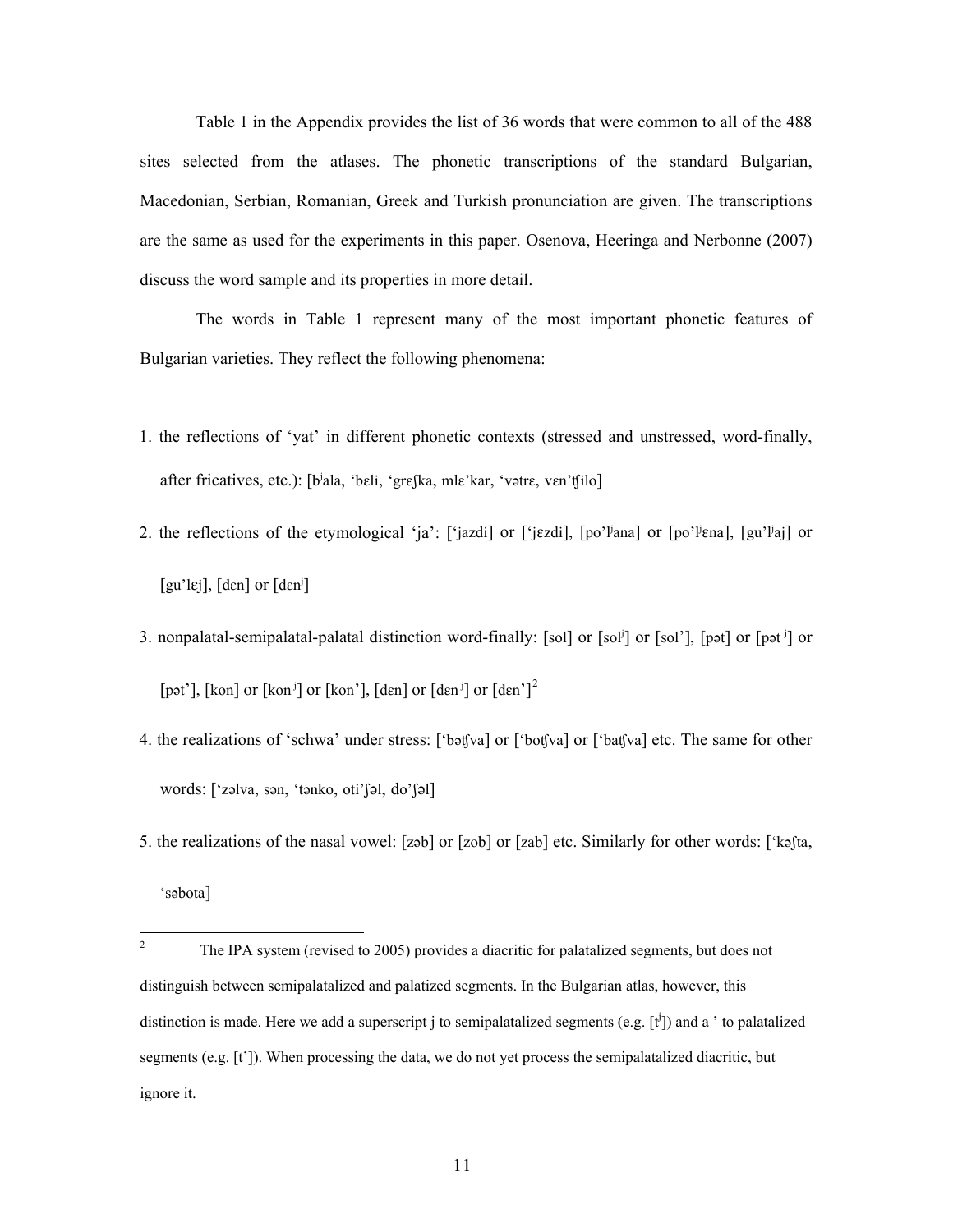Table 1 in the Appendix provides the list of 36 words that were common to all of the 488 sites selected from the atlases. The phonetic transcriptions of the standard Bulgarian, Macedonian, Serbian, Romanian, Greek and Turkish pronunciation are given. The transcriptions are the same as used for the experiments in this paper. Osenova, Heeringa and Nerbonne (2007) discuss the word sample and its properties in more detail.

The words in Table 1 represent many of the most important phonetic features of Bulgarian varieties. They reflect the following phenomena:

1. the reflections of 'yat' in different phonetic contexts (stressed and unstressed, word-finally, after fricatives, etc.): [bʲala, 'bɛli, 'grɛʃka, mlɛ'kar, 'vətrɛ, vɛn'ʧilo]
2. the reflections of the etymological 'ja': ['jazdi] or ['jɛzdi], [po'lʲana] or [po'lʲɛna], [gu'lʲaj] or [gu'lɛj], [dɛn] or [dɛnʲ]
3. nonpalatal-semipalatal-palatal distinction word-finally: [sol] or [solʲ] or [sol'], [pət] or [pət ʲ] or [pət'], [kon] or [kon ʲ] or [kon'], [dɛn] or [dɛn ʲ] or [dɛn'][2]
4. the realizations of 'schwa' under stress: ['bəʧva] or ['boʧva] or ['baʧva] etc. The same for other words: ['zəlva, sən, 'tənko, oti'ʃəl, do'ʃəl]
5. the realizations of the nasal vowel: [zəb] or [zob] or [zab] etc. Similarly for other words: ['kəʃta, 'səbota]

---

[2] The IPA system (revised to 2005) provides a diacritic for palatalized segments, but does not distinguish between semipalatalized and palatized segments. In the Bulgarian atlas, however, this distinction is made. Here we add a superscript j to semipalatalized segments (e.g. [tʲ]) and a ' to palatalized segments (e.g. [t']). When processing the data, we do not yet process the semipalatalized diacritic, but ignore it.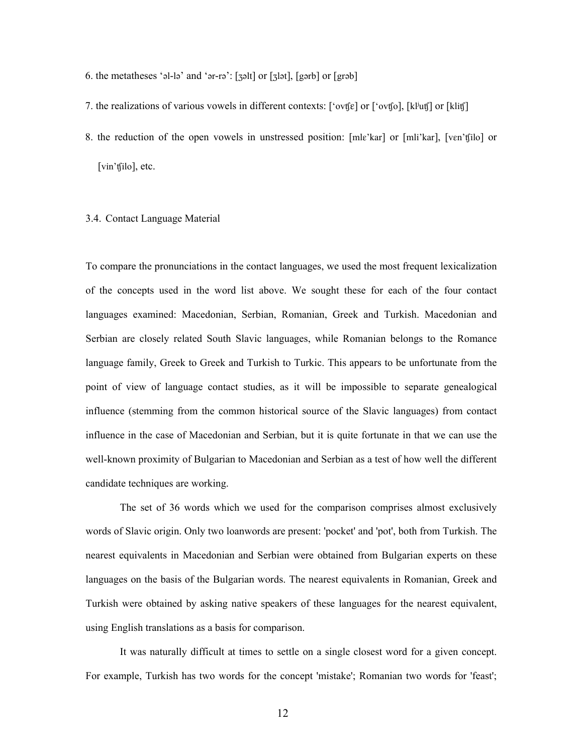6. the metatheses 'əl-lə' and 'ər-rə': [ʒəlt] or [ʒlət], [gərb] or [grəb]

7. the realizations of various vowels in different contexts: ['ovʧɛ] or ['ovʧo], [klʲuʧ] or [kliʧ]

8. the reduction of the open vowels in unstressed position: [mlɛ'kar] or [mli'kar], [vɛn'ʧilo] or [vin'ʧilo], etc.

### 3.4. Contact Language Material

To compare the pronunciations in the contact languages, we used the most frequent lexicalization of the concepts used in the word list above. We sought these for each of the four contact languages examined: Macedonian, Serbian, Romanian, Greek and Turkish. Macedonian and Serbian are closely related South Slavic languages, while Romanian belongs to the Romance language family, Greek to Greek and Turkish to Turkic. This appears to be unfortunate from the point of view of language contact studies, as it will be impossible to separate genealogical influence (stemming from the common historical source of the Slavic languages) from contact influence in the case of Macedonian and Serbian, but it is quite fortunate in that we can use the well-known proximity of Bulgarian to Macedonian and Serbian as a test of how well the different candidate techniques are working.

The set of 36 words which we used for the comparison comprises almost exclusively words of Slavic origin. Only two loanwords are present: 'pocket' and 'pot', both from Turkish. The nearest equivalents in Macedonian and Serbian were obtained from Bulgarian experts on these languages on the basis of the Bulgarian words. The nearest equivalents in Romanian, Greek and Turkish were obtained by asking native speakers of these languages for the nearest equivalent, using English translations as a basis for comparison.

It was naturally difficult at times to settle on a single closest word for a given concept. For example, Turkish has two words for the concept 'mistake'; Romanian two words for 'feast';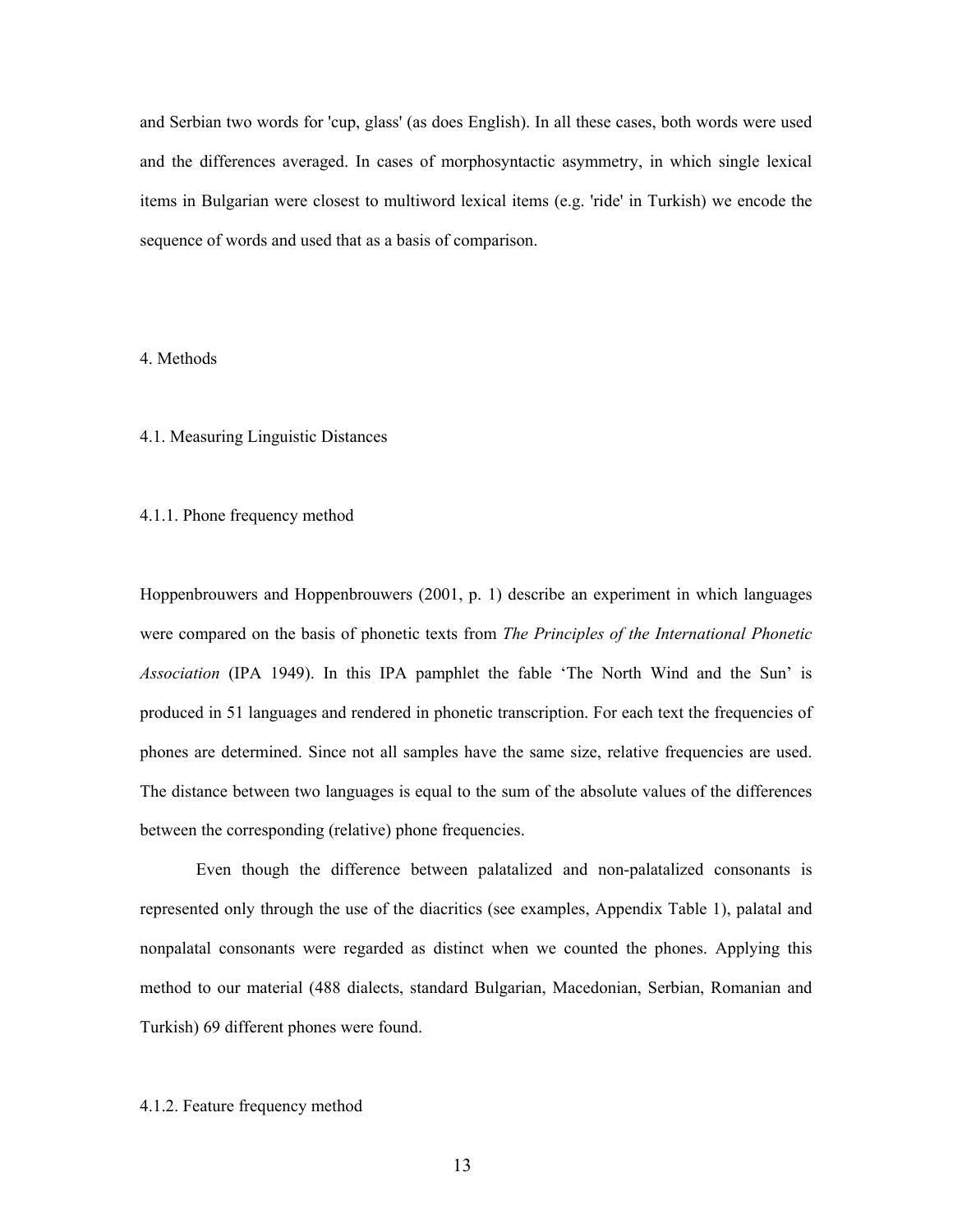and Serbian two words for 'cup, glass' (as does English). In all these cases, both words were used and the differences averaged. In cases of morphosyntactic asymmetry, in which single lexical items in Bulgarian were closest to multiword lexical items (e.g. 'ride' in Turkish) we encode the sequence of words and used that as a basis of comparison.

## 4. Methods

### 4.1. Measuring Linguistic Distances

#### 4.1.1. Phone frequency method

Hoppenbrouwers and Hoppenbrouwers (2001, p. 1) describe an experiment in which languages were compared on the basis of phonetic texts from *The Principles of the International Phonetic Association* (IPA 1949). In this IPA pamphlet the fable 'The North Wind and the Sun' is produced in 51 languages and rendered in phonetic transcription. For each text the frequencies of phones are determined. Since not all samples have the same size, relative frequencies are used. The distance between two languages is equal to the sum of the absolute values of the differences between the corresponding (relative) phone frequencies.

Even though the difference between palatalized and non-palatalized consonants is represented only through the use of the diacritics (see examples, Appendix Table 1), palatal and nonpalatal consonants were regarded as distinct when we counted the phones. Applying this method to our material (488 dialects, standard Bulgarian, Macedonian, Serbian, Romanian and Turkish) 69 different phones were found.

#### 4.1.2. Feature frequency method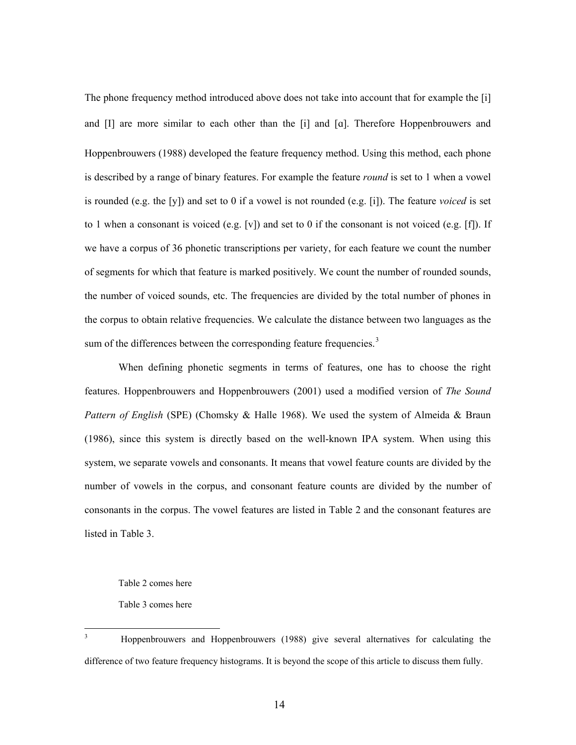The phone frequency method introduced above does not take into account that for example the [i] and [I] are more similar to each other than the [i] and [ɑ]. Therefore Hoppenbrouwers and Hoppenbrouwers (1988) developed the feature frequency method. Using this method, each phone is described by a range of binary features. For example the feature *round* is set to 1 when a vowel is rounded (e.g. the [y]) and set to 0 if a vowel is not rounded (e.g. [i]). The feature *voiced* is set to 1 when a consonant is voiced (e.g. [v]) and set to 0 if the consonant is not voiced (e.g. [f]). If we have a corpus of 36 phonetic transcriptions per variety, for each feature we count the number of segments for which that feature is marked positively. We count the number of rounded sounds, the number of voiced sounds, etc. The frequencies are divided by the total number of phones in the corpus to obtain relative frequencies. We calculate the distance between two languages as the sum of the differences between the corresponding feature frequencies.[3]

When defining phonetic segments in terms of features, one has to choose the right features. Hoppenbrouwers and Hoppenbrouwers (2001) used a modified version of *The Sound Pattern of English* (SPE) (Chomsky & Halle 1968). We used the system of Almeida & Braun (1986), since this system is directly based on the well-known IPA system. When using this system, we separate vowels and consonants. It means that vowel feature counts are divided by the number of vowels in the corpus, and consonant feature counts are divided by the number of consonants in the corpus. The vowel features are listed in Table 2 and the consonant features are listed in Table 3.

Table 2 comes here

Table 3 comes here

---

[3] Hoppenbrouwers and Hoppenbrouwers (1988) give several alternatives for calculating the difference of two feature frequency histograms. It is beyond the scope of this article to discuss them fully.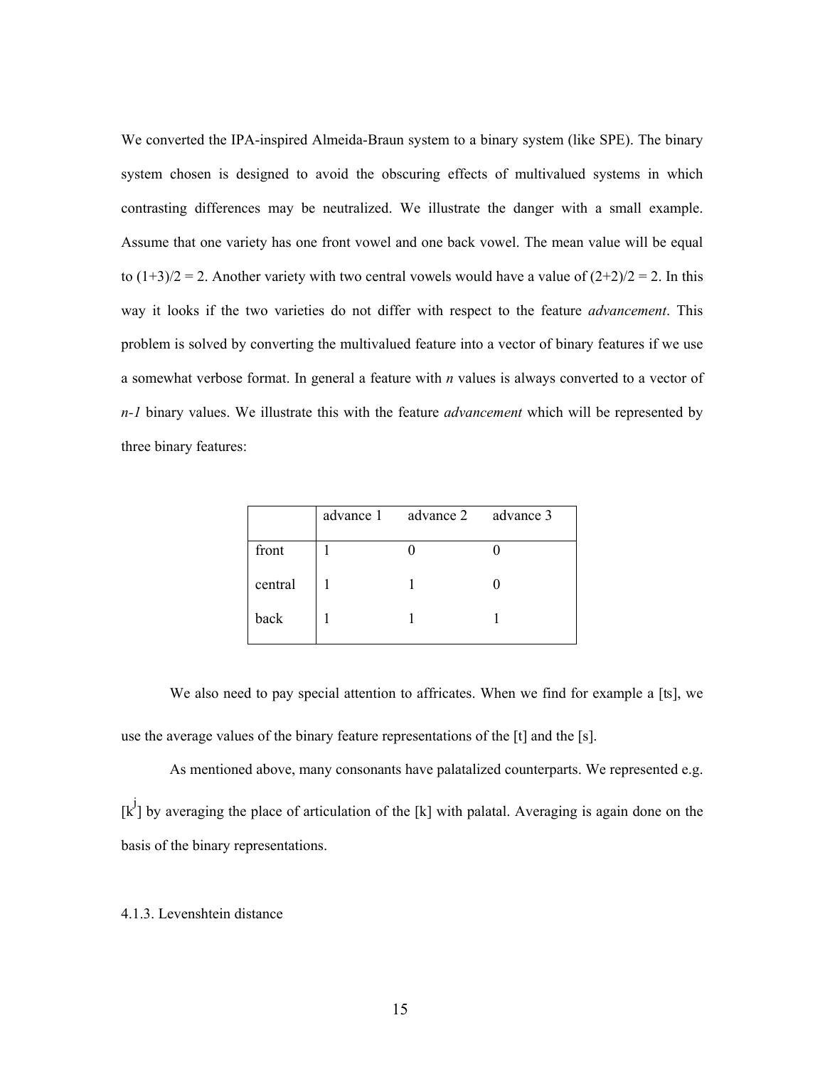We converted the IPA-inspired Almeida-Braun system to a binary system (like SPE). The binary system chosen is designed to avoid the obscuring effects of multivalued systems in which contrasting differences may be neutralized. We illustrate the danger with a small example. Assume that one variety has one front vowel and one back vowel. The mean value will be equal to $(1+3)/2 = 2$. Another variety with two central vowels would have a value of $(2+2)/2 = 2$. In this way it looks if the two varieties do not differ with respect to the feature *advancement*. This problem is solved by converting the multivalued feature into a vector of binary features if we use a somewhat verbose format. In general a feature with $n$ values is always converted to a vector of $n-1$ binary values. We illustrate this with the feature *advancement* which will be represented by three binary features:

| | advance 1 | advance 2 | advance 3 |
|---|---|---|---|
| front | 1 | 0 | 0 |
| central | 1 | 1 | 0 |
| back | 1 | 1 | 1 |

We also need to pay special attention to affricates. When we find for example a [ts], we use the average values of the binary feature representations of the [t] and the [s].

As mentioned above, many consonants have palatalized counterparts. We represented e.g. [$k^j$] by averaging the place of articulation of the [k] with palatal. Averaging is again done on the basis of the binary representations.

4.1.3. Levenshtein distance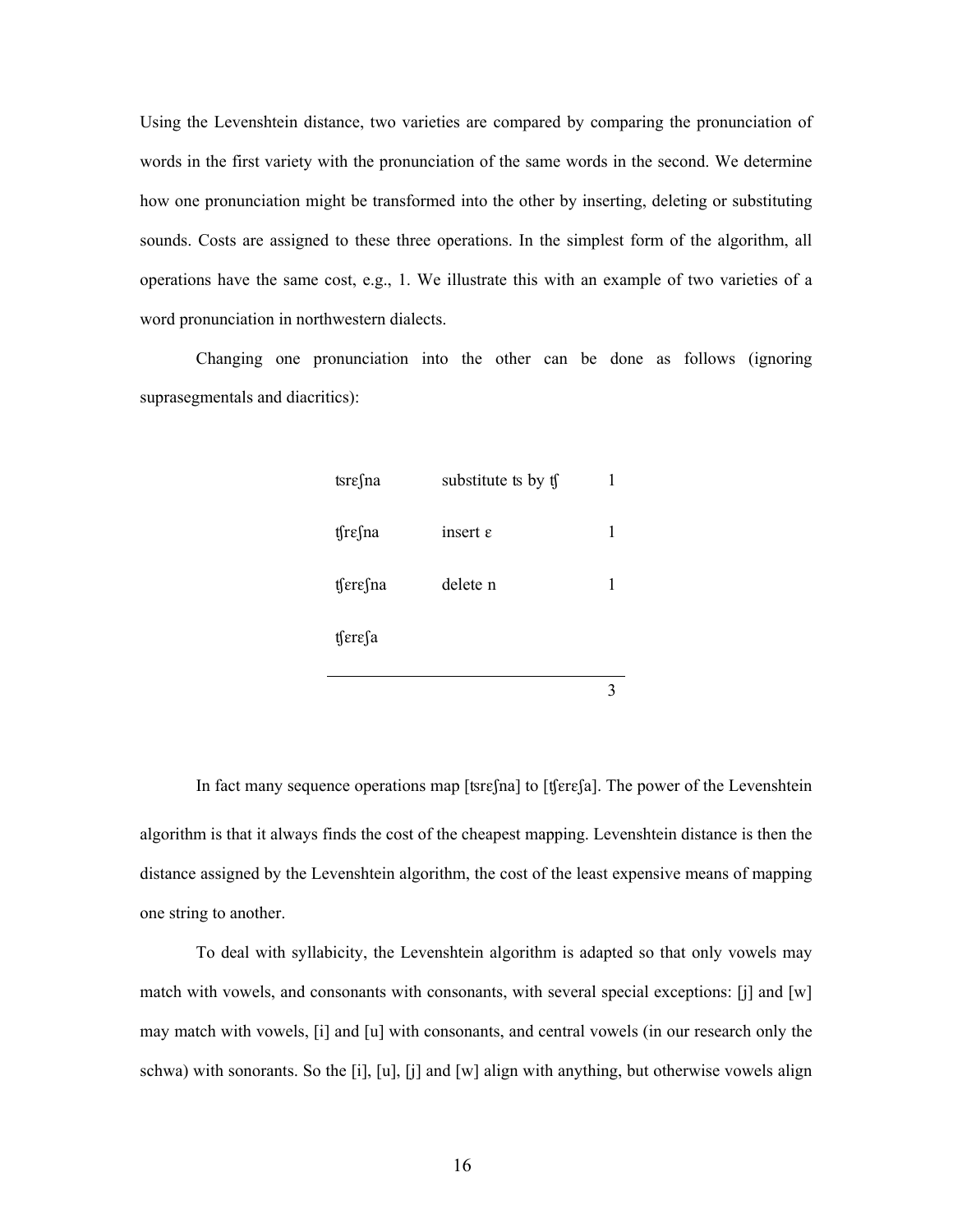Using the Levenshtein distance, two varieties are compared by comparing the pronunciation of words in the first variety with the pronunciation of the same words in the second. We determine how one pronunciation might be transformed into the other by inserting, deleting or substituting sounds. Costs are assigned to these three operations. In the simplest form of the algorithm, all operations have the same cost, e.g., 1. We illustrate this with an example of two varieties of a word pronunciation in northwestern dialects.

Changing one pronunciation into the other can be done as follows (ignoring suprasegmentals and diacritics):

| | | |
|---|---|---|
| ʦrɛʃna | substitute ʦ by ʧ | 1 |
| ʧrɛʃna | insert ɛ | 1 |
| ʧɛrɛʃna | delete n | 1 |
| ʧɛrɛʃa | | |
| | | 3 |

In fact many sequence operations map [ʦrɛʃna] to [ʧɛrɛʃa]. The power of the Levenshtein algorithm is that it always finds the cost of the cheapest mapping. Levenshtein distance is then the distance assigned by the Levenshtein algorithm, the cost of the least expensive means of mapping one string to another.

To deal with syllabicity, the Levenshtein algorithm is adapted so that only vowels may match with vowels, and consonants with consonants, with several special exceptions: [j] and [w] may match with vowels, [i] and [u] with consonants, and central vowels (in our research only the schwa) with sonorants. So the [i], [u], [j] and [w] align with anything, but otherwise vowels align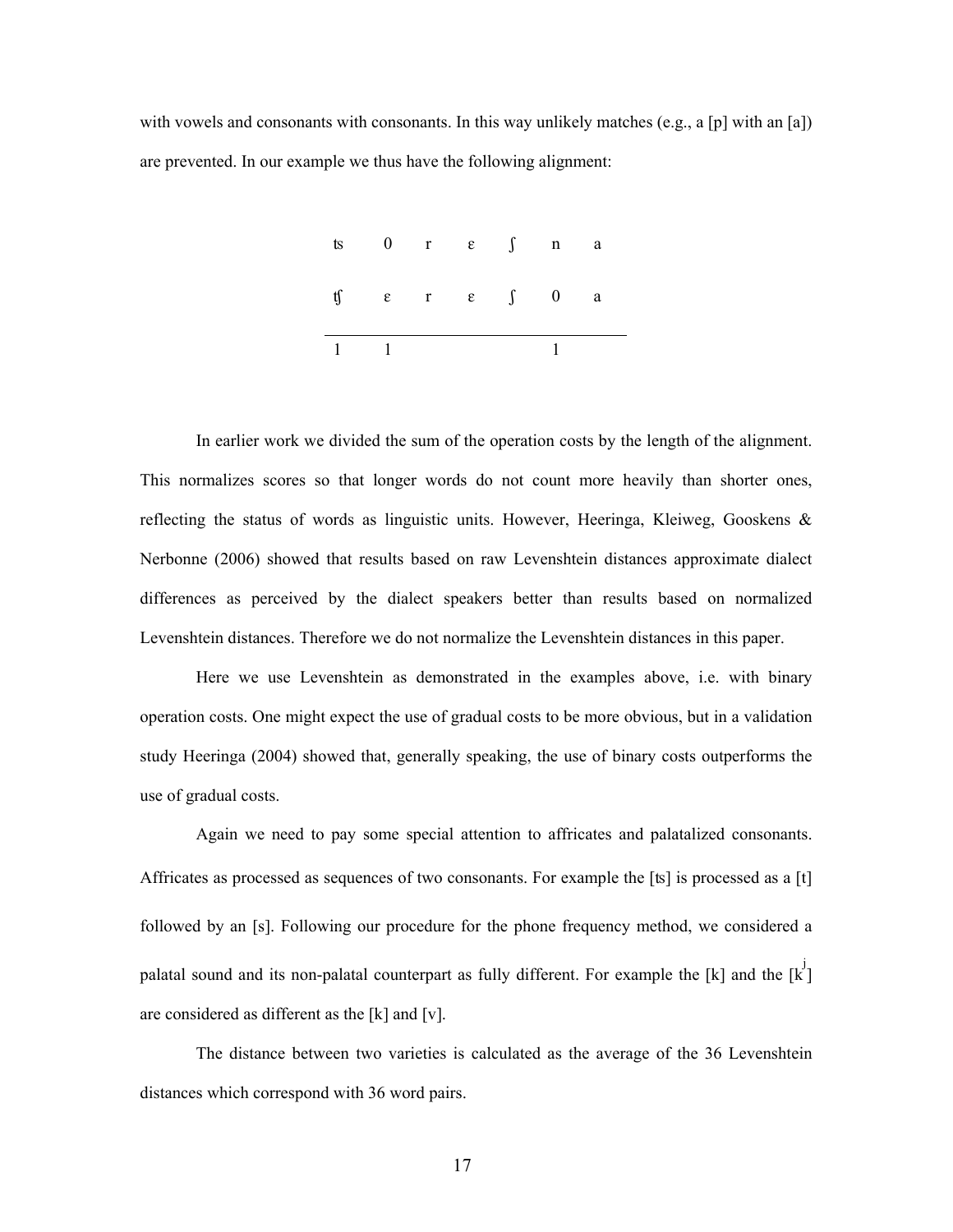with vowels and consonants with consonants. In this way unlikely matches (e.g., a [p] with an [a]) are prevented. In our example we thus have the following alignment:

| ʦ | 0 | r | ɛ | ʃ | n | a |
|---|---|---|---|---|---|---|
| ʧ | ɛ | r | ɛ | ʃ | 0 | a |
| 1 | 1 | | | | 1 | |

In earlier work we divided the sum of the operation costs by the length of the alignment. This normalizes scores so that longer words do not count more heavily than shorter ones, reflecting the status of words as linguistic units. However, Heeringa, Kleiweg, Gooskens & Nerbonne (2006) showed that results based on raw Levenshtein distances approximate dialect differences as perceived by the dialect speakers better than results based on normalized Levenshtein distances. Therefore we do not normalize the Levenshtein distances in this paper.

Here we use Levenshtein as demonstrated in the examples above, i.e. with binary operation costs. One might expect the use of gradual costs to be more obvious, but in a validation study Heeringa (2004) showed that, generally speaking, the use of binary costs outperforms the use of gradual costs.

Again we need to pay some special attention to affricates and palatalized consonants. Affricates as processed as sequences of two consonants. For example the [ʦ] is processed as a [t] followed by an [s]. Following our procedure for the phone frequency method, we considered a palatal sound and its non-palatal counterpart as fully different. For example the [k] and the [kʲ] are considered as different as the [k] and [v].

The distance between two varieties is calculated as the average of the 36 Levenshtein distances which correspond with 36 word pairs.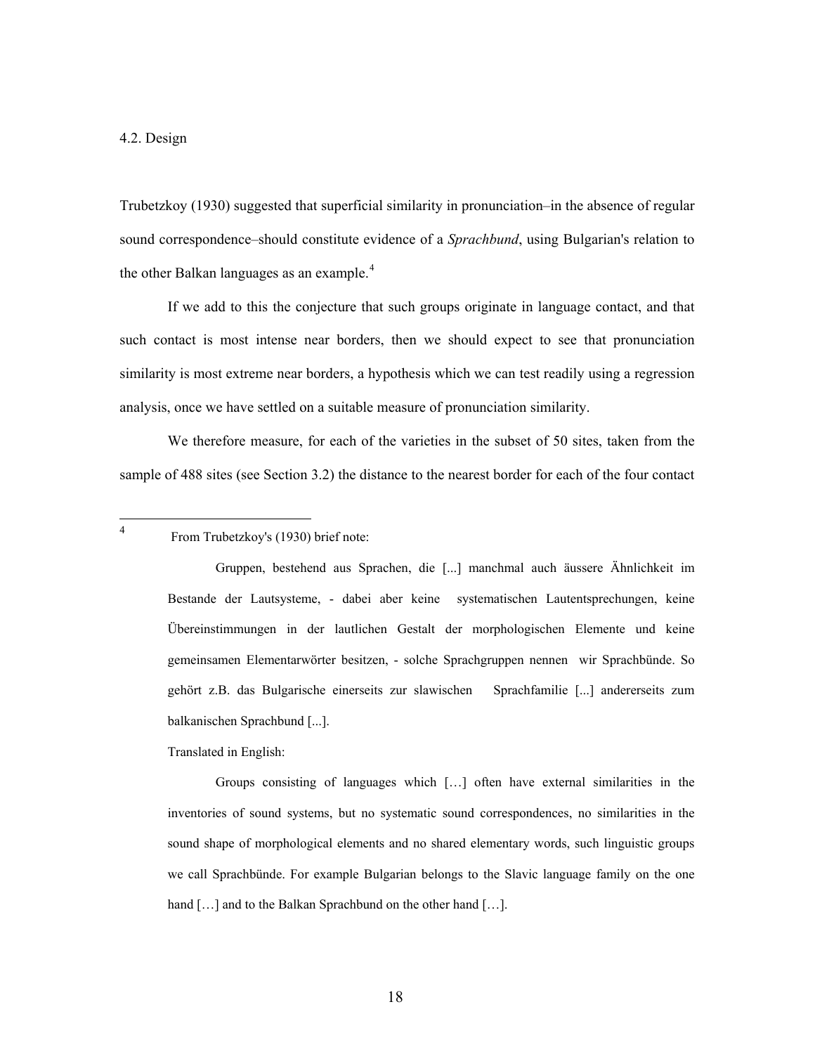### 4.2. Design

Trubetzkoy (1930) suggested that superficial similarity in pronunciation–in the absence of regular sound correspondence–should constitute evidence of a *Sprachbund*, using Bulgarian's relation to the other Balkan languages as an example.[4]

If we add to this the conjecture that such groups originate in language contact, and that such contact is most intense near borders, then we should expect to see that pronunciation similarity is most extreme near borders, a hypothesis which we can test readily using a regression analysis, once we have settled on a suitable measure of pronunciation similarity.

We therefore measure, for each of the varieties in the subset of 50 sites, taken from the sample of 488 sites (see Section 3.2) the distance to the nearest border for each of the four contact

---

[4] From Trubetzkoy's (1930) brief note:

> Gruppen, bestehend aus Sprachen, die [...] manchmal auch äussere Ähnlichkeit im Bestande der Lautsysteme, - dabei aber keine systematischen Lautentsprechungen, keine Übereinstimmungen in der lautlichen Gestalt der morphologischen Elemente und keine gemeinsamen Elementarwörter besitzen, - solche Sprachgruppen nennen wir Sprachbünde. So gehört z.B. das Bulgarische einerseits zur slawischen Sprachfamilie [...] andererseits zum balkanischen Sprachbund [...].

Translated in English:

> Groups consisting of languages which […] often have external similarities in the inventories of sound systems, but no systematic sound correspondences, no similarities in the sound shape of morphological elements and no shared elementary words, such linguistic groups we call Sprachbünde. For example Bulgarian belongs to the Slavic language family on the one hand […] and to the Balkan Sprachbund on the other hand […].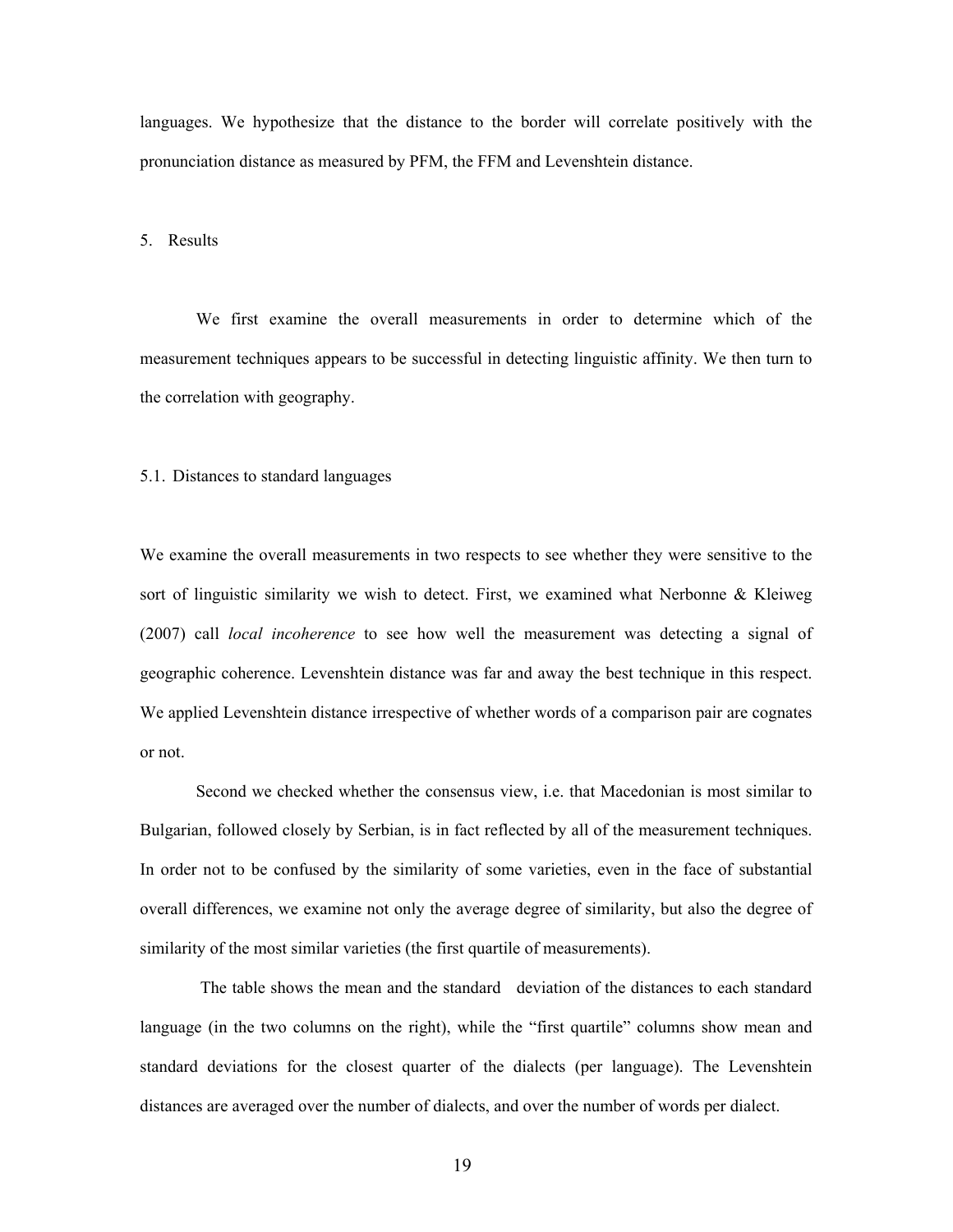languages. We hypothesize that the distance to the border will correlate positively with the pronunciation distance as measured by PFM, the FFM and Levenshtein distance.

## 5. Results

We first examine the overall measurements in order to determine which of the measurement techniques appears to be successful in detecting linguistic affinity. We then turn to the correlation with geography.

### 5.1. Distances to standard languages

We examine the overall measurements in two respects to see whether they were sensitive to the sort of linguistic similarity we wish to detect. First, we examined what Nerbonne & Kleiweg (2007) call *local incoherence* to see how well the measurement was detecting a signal of geographic coherence. Levenshtein distance was far and away the best technique in this respect. We applied Levenshtein distance irrespective of whether words of a comparison pair are cognates or not.

Second we checked whether the consensus view, i.e. that Macedonian is most similar to Bulgarian, followed closely by Serbian, is in fact reflected by all of the measurement techniques. In order not to be confused by the similarity of some varieties, even in the face of substantial overall differences, we examine not only the average degree of similarity, but also the degree of similarity of the most similar varieties (the first quartile of measurements).

The table shows the mean and the standard deviation of the distances to each standard language (in the two columns on the right), while the "first quartile" columns show mean and standard deviations for the closest quarter of the dialects (per language). The Levenshtein distances are averaged over the number of dialects, and over the number of words per dialect.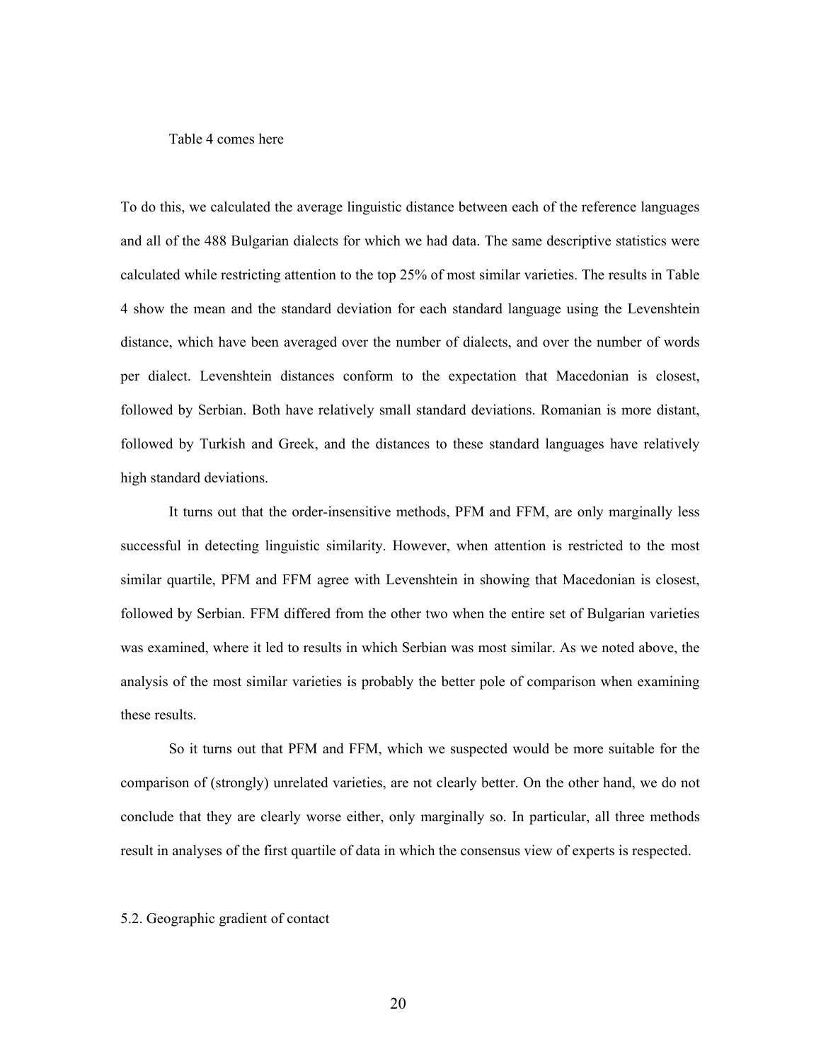Table 4 comes here

To do this, we calculated the average linguistic distance between each of the reference languages and all of the 488 Bulgarian dialects for which we had data. The same descriptive statistics were calculated while restricting attention to the top 25% of most similar varieties. The results in Table 4 show the mean and the standard deviation for each standard language using the Levenshtein distance, which have been averaged over the number of dialects, and over the number of words per dialect. Levenshtein distances conform to the expectation that Macedonian is closest, followed by Serbian. Both have relatively small standard deviations. Romanian is more distant, followed by Turkish and Greek, and the distances to these standard languages have relatively high standard deviations.

It turns out that the order-insensitive methods, PFM and FFM, are only marginally less successful in detecting linguistic similarity. However, when attention is restricted to the most similar quartile, PFM and FFM agree with Levenshtein in showing that Macedonian is closest, followed by Serbian. FFM differed from the other two when the entire set of Bulgarian varieties was examined, where it led to results in which Serbian was most similar. As we noted above, the analysis of the most similar varieties is probably the better pole of comparison when examining these results.

So it turns out that PFM and FFM, which we suspected would be more suitable for the comparison of (strongly) unrelated varieties, are not clearly better. On the other hand, we do not conclude that they are clearly worse either, only marginally so. In particular, all three methods result in analyses of the first quartile of data in which the consensus view of experts is respected.

## 5.2. Geographic gradient of contact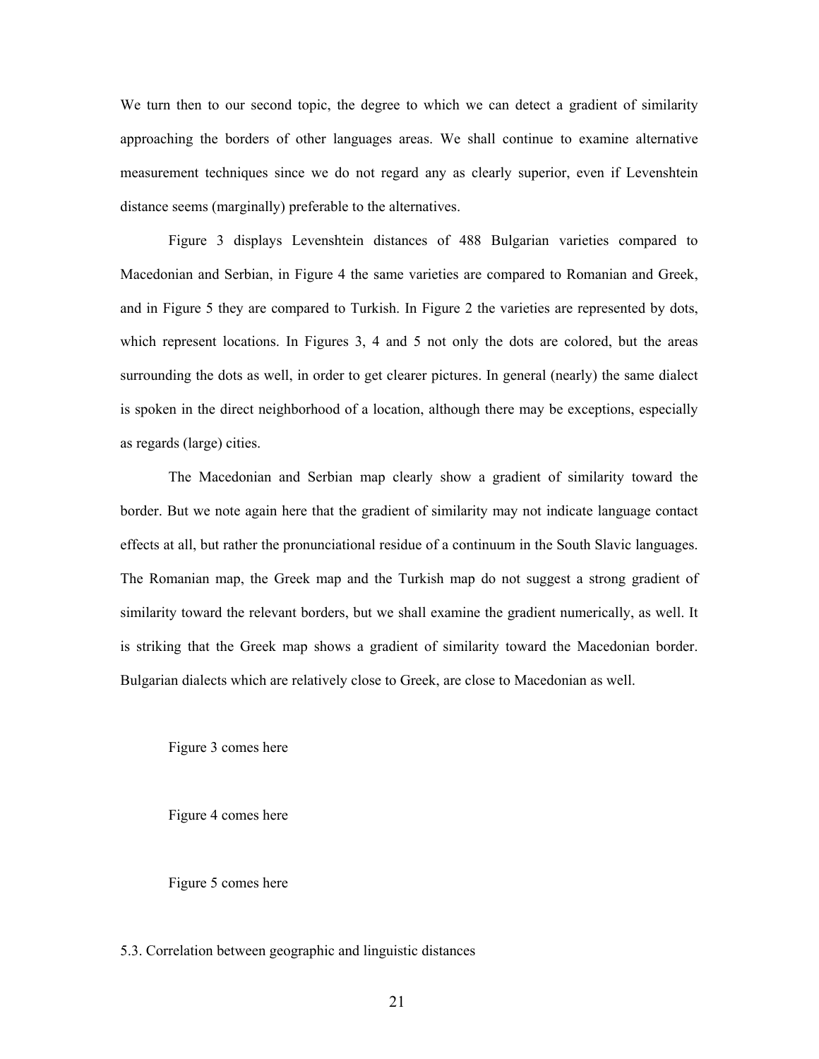We turn then to our second topic, the degree to which we can detect a gradient of similarity approaching the borders of other languages areas. We shall continue to examine alternative measurement techniques since we do not regard any as clearly superior, even if Levenshtein distance seems (marginally) preferable to the alternatives.

Figure 3 displays Levenshtein distances of 488 Bulgarian varieties compared to Macedonian and Serbian, in Figure 4 the same varieties are compared to Romanian and Greek, and in Figure 5 they are compared to Turkish. In Figure 2 the varieties are represented by dots, which represent locations. In Figures 3, 4 and 5 not only the dots are colored, but the areas surrounding the dots as well, in order to get clearer pictures. In general (nearly) the same dialect is spoken in the direct neighborhood of a location, although there may be exceptions, especially as regards (large) cities.

The Macedonian and Serbian map clearly show a gradient of similarity toward the border. But we note again here that the gradient of similarity may not indicate language contact effects at all, but rather the pronunciational residue of a continuum in the South Slavic languages. The Romanian map, the Greek map and the Turkish map do not suggest a strong gradient of similarity toward the relevant borders, but we shall examine the gradient numerically, as well. It is striking that the Greek map shows a gradient of similarity toward the Macedonian border. Bulgarian dialects which are relatively close to Greek, are close to Macedonian as well.

Figure 3 comes here

Figure 4 comes here

Figure 5 comes here

### 5.3. Correlation between geographic and linguistic distances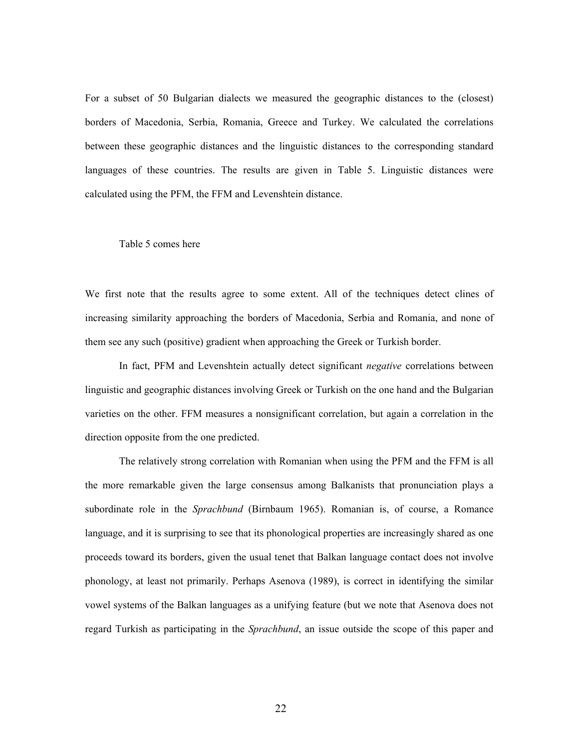For a subset of 50 Bulgarian dialects we measured the geographic distances to the (closest) borders of Macedonia, Serbia, Romania, Greece and Turkey. We calculated the correlations between these geographic distances and the linguistic distances to the corresponding standard languages of these countries. The results are given in Table 5. Linguistic distances were calculated using the PFM, the FFM and Levenshtein distance.

Table 5 comes here

We first note that the results agree to some extent. All of the techniques detect clines of increasing similarity approaching the borders of Macedonia, Serbia and Romania, and none of them see any such (positive) gradient when approaching the Greek or Turkish border.

In fact, PFM and Levenshtein actually detect significant *negative* correlations between linguistic and geographic distances involving Greek or Turkish on the one hand and the Bulgarian varieties on the other. FFM measures a nonsignificant correlation, but again a correlation in the direction opposite from the one predicted.

The relatively strong correlation with Romanian when using the PFM and the FFM is all the more remarkable given the large consensus among Balkanists that pronunciation plays a subordinate role in the *Sprachbund* (Birnbaum 1965). Romanian is, of course, a Romance language, and it is surprising to see that its phonological properties are increasingly shared as one proceeds toward its borders, given the usual tenet that Balkan language contact does not involve phonology, at least not primarily. Perhaps Asenova (1989), is correct in identifying the similar vowel systems of the Balkan languages as a unifying feature (but we note that Asenova does not regard Turkish as participating in the *Sprachbund*, an issue outside the scope of this paper and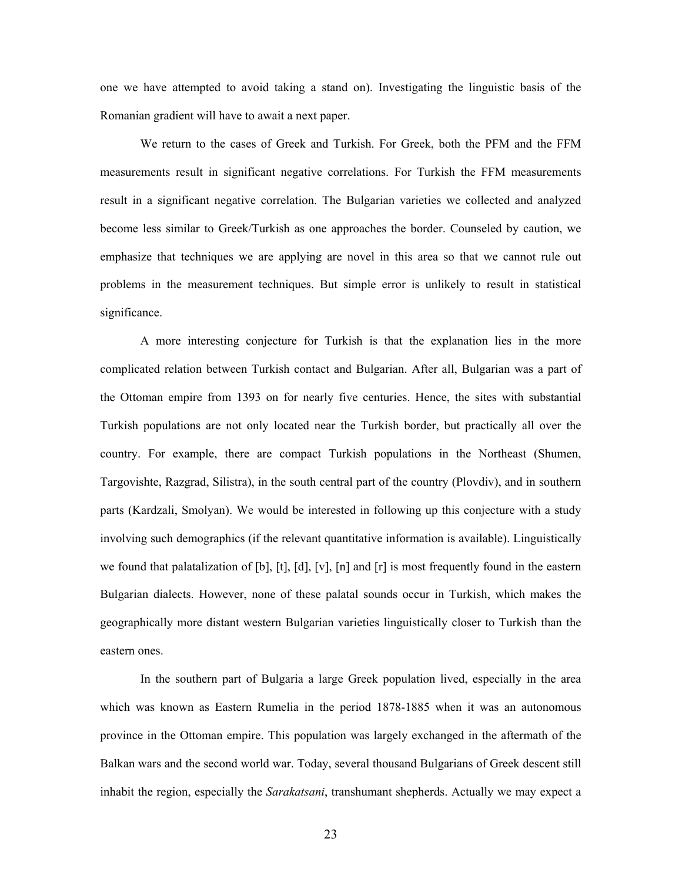one we have attempted to avoid taking a stand on). Investigating the linguistic basis of the Romanian gradient will have to await a next paper.

We return to the cases of Greek and Turkish. For Greek, both the PFM and the FFM measurements result in significant negative correlations. For Turkish the FFM measurements result in a significant negative correlation. The Bulgarian varieties we collected and analyzed become less similar to Greek/Turkish as one approaches the border. Counseled by caution, we emphasize that techniques we are applying are novel in this area so that we cannot rule out problems in the measurement techniques. But simple error is unlikely to result in statistical significance.

A more interesting conjecture for Turkish is that the explanation lies in the more complicated relation between Turkish contact and Bulgarian. After all, Bulgarian was a part of the Ottoman empire from 1393 on for nearly five centuries. Hence, the sites with substantial Turkish populations are not only located near the Turkish border, but practically all over the country. For example, there are compact Turkish populations in the Northeast (Shumen, Targovishte, Razgrad, Silistra), in the south central part of the country (Plovdiv), and in southern parts (Kardzali, Smolyan). We would be interested in following up this conjecture with a study involving such demographics (if the relevant quantitative information is available). Linguistically we found that palatalization of [b], [t], [d], [v], [n] and [r] is most frequently found in the eastern Bulgarian dialects. However, none of these palatal sounds occur in Turkish, which makes the geographically more distant western Bulgarian varieties linguistically closer to Turkish than the eastern ones.

In the southern part of Bulgaria a large Greek population lived, especially in the area which was known as Eastern Rumelia in the period 1878-1885 when it was an autonomous province in the Ottoman empire. This population was largely exchanged in the aftermath of the Balkan wars and the second world war. Today, several thousand Bulgarians of Greek descent still inhabit the region, especially the *Sarakatsani*, transhumant shepherds. Actually we may expect a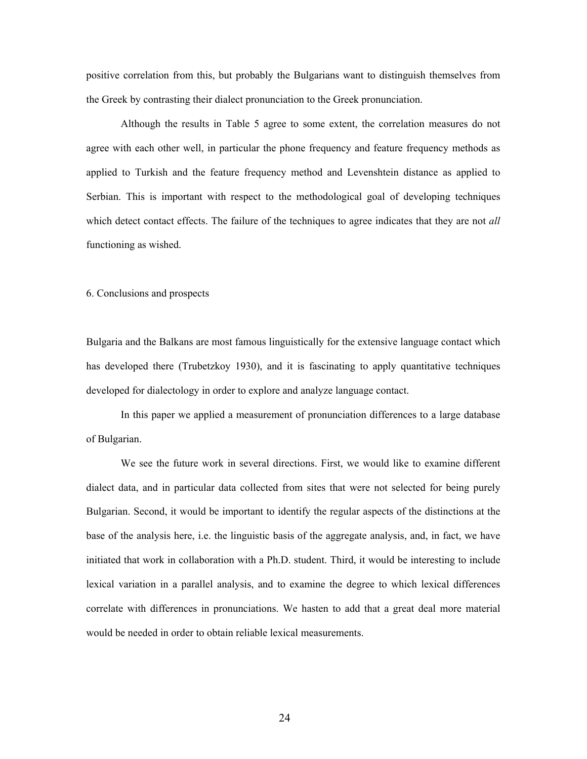positive correlation from this, but probably the Bulgarians want to distinguish themselves from the Greek by contrasting their dialect pronunciation to the Greek pronunciation.

Although the results in Table 5 agree to some extent, the correlation measures do not agree with each other well, in particular the phone frequency and feature frequency methods as applied to Turkish and the feature frequency method and Levenshtein distance as applied to Serbian. This is important with respect to the methodological goal of developing techniques which detect contact effects. The failure of the techniques to agree indicates that they are not *all* functioning as wished.

## 6. Conclusions and prospects

Bulgaria and the Balkans are most famous linguistically for the extensive language contact which has developed there (Trubetzkoy 1930), and it is fascinating to apply quantitative techniques developed for dialectology in order to explore and analyze language contact.

In this paper we applied a measurement of pronunciation differences to a large database of Bulgarian.

We see the future work in several directions. First, we would like to examine different dialect data, and in particular data collected from sites that were not selected for being purely Bulgarian. Second, it would be important to identify the regular aspects of the distinctions at the base of the analysis here, i.e. the linguistic basis of the aggregate analysis, and, in fact, we have initiated that work in collaboration with a Ph.D. student. Third, it would be interesting to include lexical variation in a parallel analysis, and to examine the degree to which lexical differences correlate with differences in pronunciations. We hasten to add that a great deal more material would be needed in order to obtain reliable lexical measurements.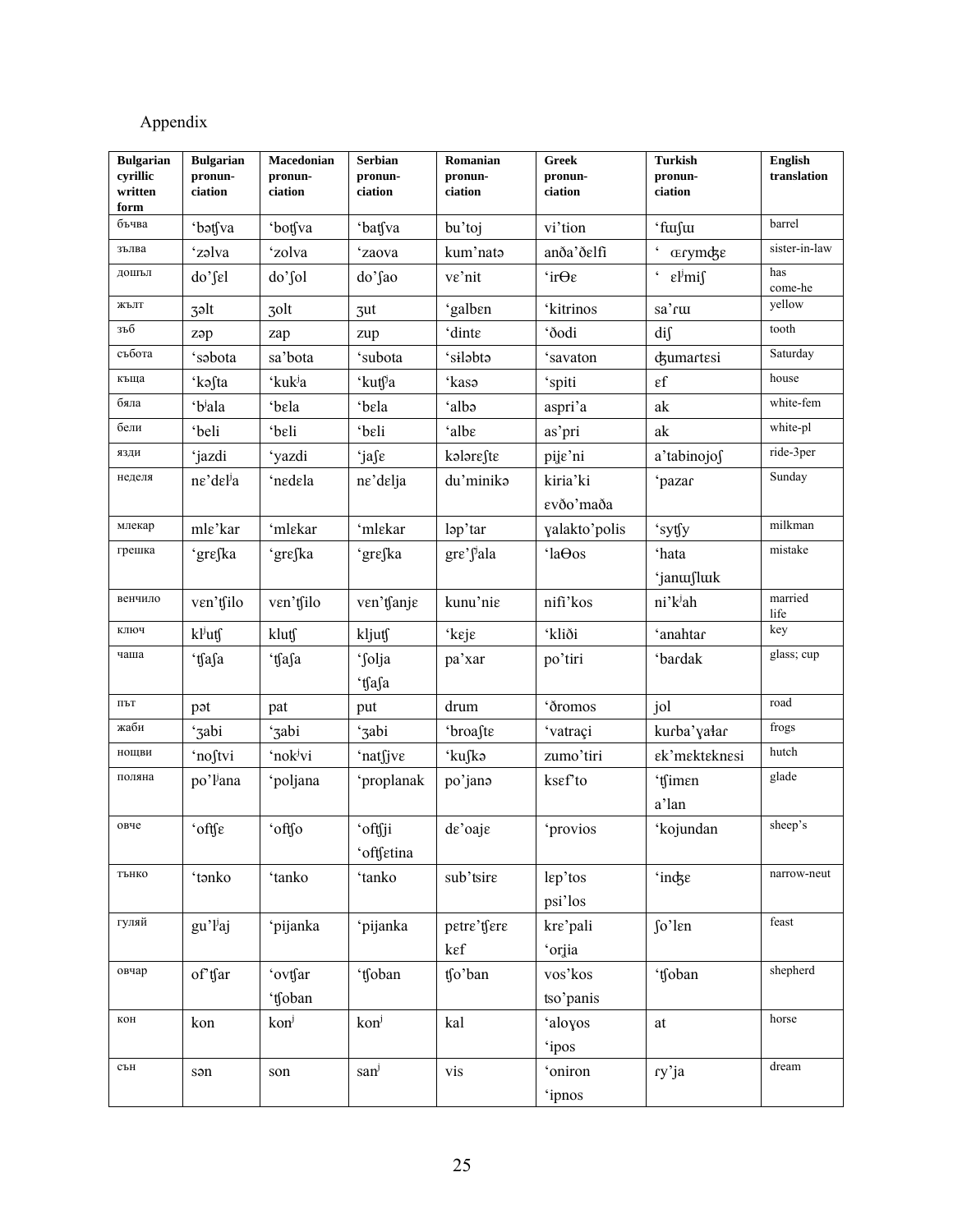Appendix

| Bulgarian cyrillic written form | Bulgarian pronun-ciation | Macedonian pronun-ciation | Serbian pronun-ciation | Romanian pronun-ciation | Greek pronun-ciation | Turkish pronun-ciation | English translation |
|---|---|---|---|---|---|---|---|
| бъчва | ‘bətʃva | ‘botʃva | ‘batʃva | bu’toj | vi’tion | ‘fɯʃɯ | barrel |
| зълва | ‘zəlva | ‘zolva | ‘zaova | kum’natə | anða’ðɛlfi | ‘ œɾymʤɛ | sister-in-law |
| дошъл | do’ʃɛl | do’ʃol | do’ʃao | vɛ’nit | ‘irΘɛ | ‘ ɛlʲmiʃ | has come-he |
| жълт | ʒəlt | ʒolt | ʒut | ‘galbɛn | ‘kitrinos | sa’ɾɯ | yellow |
| зъб | zəp | zap | zup | ‘dintɛ | ‘ðodi | diʃ | tooth |
| събота | ‘səbota | sa’bota | ‘subota | ‘siləbtə | ‘savaton | ʤumartɛsi | Saturday |
| къща | ‘kəʃta | ‘kukʲa | ‘kutʃʲa | ‘kasə | ‘spiti | ɛf | house |
| бяла | ‘bʲala | ‘bɛla | ‘bɛla | ‘albə | aspri’a | ak | white-fem |
| бели | ‘beli | ‘bɛli | ‘bɛli | ‘albɛ | as’pri | ak | white-pl |
| язди | ‘jazdi | ‘yazdi | ‘jaʃɛ | kələrɛʃtɛ | piʝe’ni | a’tabinojoʃ | ride-3per |
| неделя | nɛ’dɛlʲa | ‘nɛdɛla | nɛ’dɛlja | du’minikə | kiria’ki ɛvðo’maða | ‘pazaɾ | Sunday |
| млекар | mlɛ’kar | ‘mlɛkar | ‘mlɛkar | ləp’tar | ɣalakto’polis | ‘sytʃy | milkman |
| грешка | ‘grɛʃka | ‘grɛʃka | ‘grɛʃka | grɛ’ʃʲala | ‘laΘos | ‘hata ‘janɯʃlɯk | mistake |
| венчило | vɛn’tʃilo | vɛn’tʃilo | vɛn’tʃanjɛ | kunu’niɛ | nifi’kos | ni’kʲah | married life |
| ключ | klʲutʃ | klutʃ | kljutʃ | ‘kejɛ | ‘kliði | ‘anahtaɾ | key |
| чаша | ‘tʃaʃa | ‘tʃaʃa | ‘ʃolja ‘tʃaʃa | pa’xar | po’tiri | ‘bardak | glass; cup |
| път | pət | pat | put | drum | ‘ðromos | jol | road |
| жаби | ‘ʒabi | ‘ʒabi | ‘ʒabi | ‘broaʃtɛ | ‘vatraçi | kuɾba’ɣałaɾ | frogs |
| нощви | ‘noʃtvi | ‘nokʲvi | ‘natʃjvɛ | ‘kuʃkə | zumo’tiri | ɛk’mɛktɛknɛsi | hutch |
| поляна | po’lʲana | ‘poljana | ‘proplanak | po’janə | ksɛf’to | ‘tʃimɛn a’lan | glade |
| овче | ‘oftʃɛ | ‘oftʃo | ‘oftʃji ‘oftʃɛtina | dɛ’oajɛ | ‘provios | ‘kojundan | sheep’s |
| тънко | ‘tənko | ‘tanko | ‘tanko | sub’tsirɛ | lɛp’tos psi’los | ‘inʤɛ | narrow-neut |
| гуляй | gu’lʲaj | ‘pijanka | ‘pijanka | pɛtrɛ’tʃɛrɛ kɛf | krɛ’pali ‘orʝia | ʃo’lɛn | feast |
| овчар | of’tʃar | ‘ovtʃar ‘tʃoban | ‘tʃoban | tʃo’ban | vos’kos tso’panis | ‘tʃoban | shepherd |
| кон | kon | konʲ | konʲ | kal | ‘aloɣos ‘ipos | at | horse |
| сън | sən | son | sanʲ | vis | ‘oniron ‘ipnos | ɾy’ja | dream |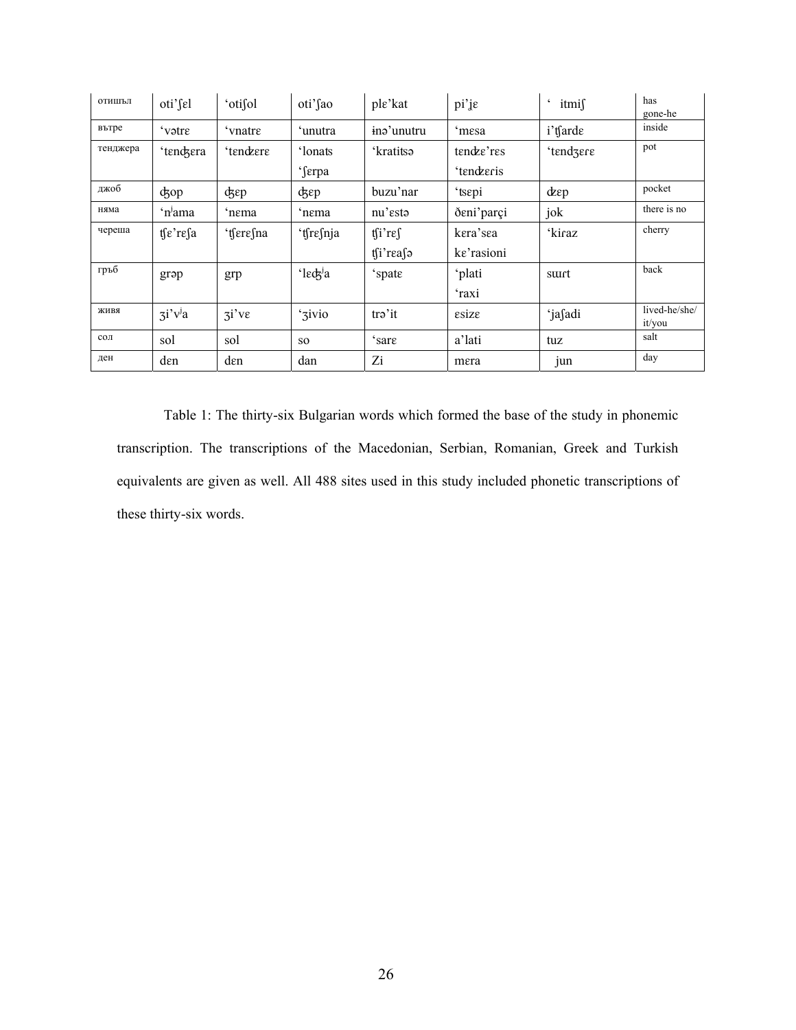| отишъл | oti'ʃɛl | 'otiʃol | oti'ʃao | plɛ'kat | pi'ɟɛ | ' itmiʃ | has gone-he |
|---|---|---|---|---|---|---|---|
| вътре | 'vətrɛ | 'vnatrɛ | 'unutra | ɨnə'unutru | 'mɛsa | i'ʧardɛ | inside |
| тенджера | 'tɛnʤɛra | 'tɛnʥɛrɛ | 'lonaʦ 'ʃɛrpa | 'kratitsə | tɛnʥɛ'rɛs 'tɛnʥɛɾis | 'tɛndʒɛɾɛ | pot |
| джоб | ʤop | ʤɛp | ʤɛp | buzu'nar | 'tsɛpi | ʥɛp | pocket |
| няма | 'nʲama | 'nɛma | 'nɛma | nu'ɛstə | ðɛni'parçi | jok | there is no |
| череша | ʧɛ'rɛʃa | 'ʧɛrɛʃna | 'ʧrɛʃnja | ʧi'rɛʃ ʧi'rɛaʃə | kɛra'sɛa kɛ'rasioni | 'kiɾaz | cherry |
| гръб | grəp | grp | 'lɛʤʲa | 'spatɛ | 'plati 'raxi | sɯɾt | back |
| живя | ʒi'vʲa | ʒi'vɛ | 'ʒivio | trə'it | ɛsizɛ | 'jaʃadi | lived-he/she/it/you |
| сол | sol | sol | so | 'sarɛ | a'lati | tuz | salt |
| ден | dɛn | dɛn | dan | Zi | mɛra | jun | day |

Table 1: The thirty-six Bulgarian words which formed the base of the study in phonemic transcription. The transcriptions of the Macedonian, Serbian, Romanian, Greek and Turkish equivalents are given as well. All 488 sites used in this study included phonetic transcriptions of these thirty-six words.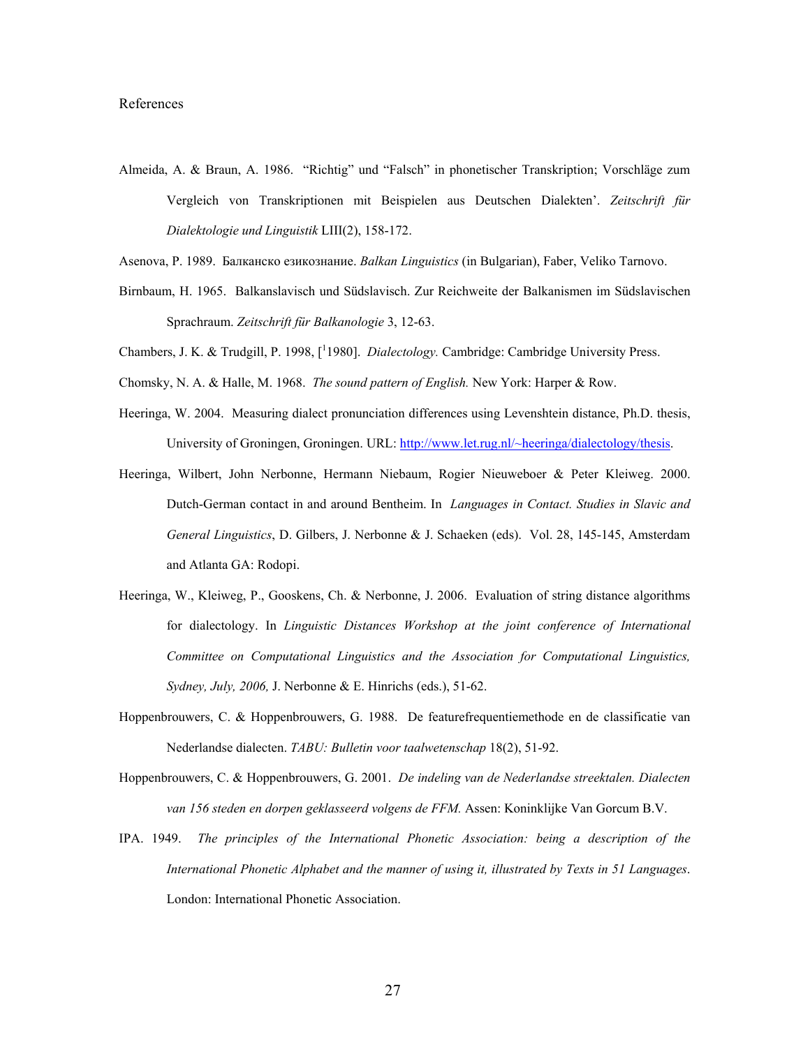References

Almeida, A. & Braun, A. 1986. "Richtig" und "Falsch" in phonetischer Transkription; Vorschläge zum Vergleich von Transkriptionen mit Beispielen aus Deutschen Dialekten'. *Zeitschrift für Dialektologie und Linguistik* LIII(2), 158-172.

Asenova, P. 1989. Балканско езикознание. *Balkan Linguistics* (in Bulgarian), Faber, Veliko Tarnovo.

Birnbaum, H. 1965. Balkanslavisch und Südslavisch. Zur Reichweite der Balkanismen im Südslavischen Sprachraum. *Zeitschrift für Balkanologie* 3, 12-63.

Chambers, J. K. & Trudgill, P. 1998, [[1]1980]. *Dialectology.* Cambridge: Cambridge University Press.

Chomsky, N. A. & Halle, M. 1968. *The sound pattern of English.* New York: Harper & Row.

Heeringa, W. 2004. Measuring dialect pronunciation differences using Levenshtein distance, Ph.D. thesis, University of Groningen, Groningen. URL: http://www.let.rug.nl/~heeringa/dialectology/thesis.

Heeringa, Wilbert, John Nerbonne, Hermann Niebaum, Rogier Nieuweboer & Peter Kleiweg. 2000. Dutch-German contact in and around Bentheim. In *Languages in Contact. Studies in Slavic and General Linguistics*, D. Gilbers, J. Nerbonne & J. Schaeken (eds). Vol. 28, 145-145, Amsterdam and Atlanta GA: Rodopi.

Heeringa, W., Kleiweg, P., Gooskens, Ch. & Nerbonne, J. 2006. Evaluation of string distance algorithms for dialectology. In *Linguistic Distances Workshop at the joint conference of International Committee on Computational Linguistics and the Association for Computational Linguistics, Sydney, July, 2006,* J. Nerbonne & E. Hinrichs (eds.), 51-62.

Hoppenbrouwers, C. & Hoppenbrouwers, G. 1988. De featurefrequentiemethode en de classificatie van Nederlandse dialecten. *TABU: Bulletin voor taalwetenschap* 18(2), 51-92.

Hoppenbrouwers, C. & Hoppenbrouwers, G. 2001. *De indeling van de Nederlandse streektalen. Dialecten van 156 steden en dorpen geklasseerd volgens de FFM.* Assen: Koninklijke Van Gorcum B.V.

IPA. 1949. *The principles of the International Phonetic Association: being a description of the International Phonetic Alphabet and the manner of using it, illustrated by Texts in 51 Languages*. London: International Phonetic Association.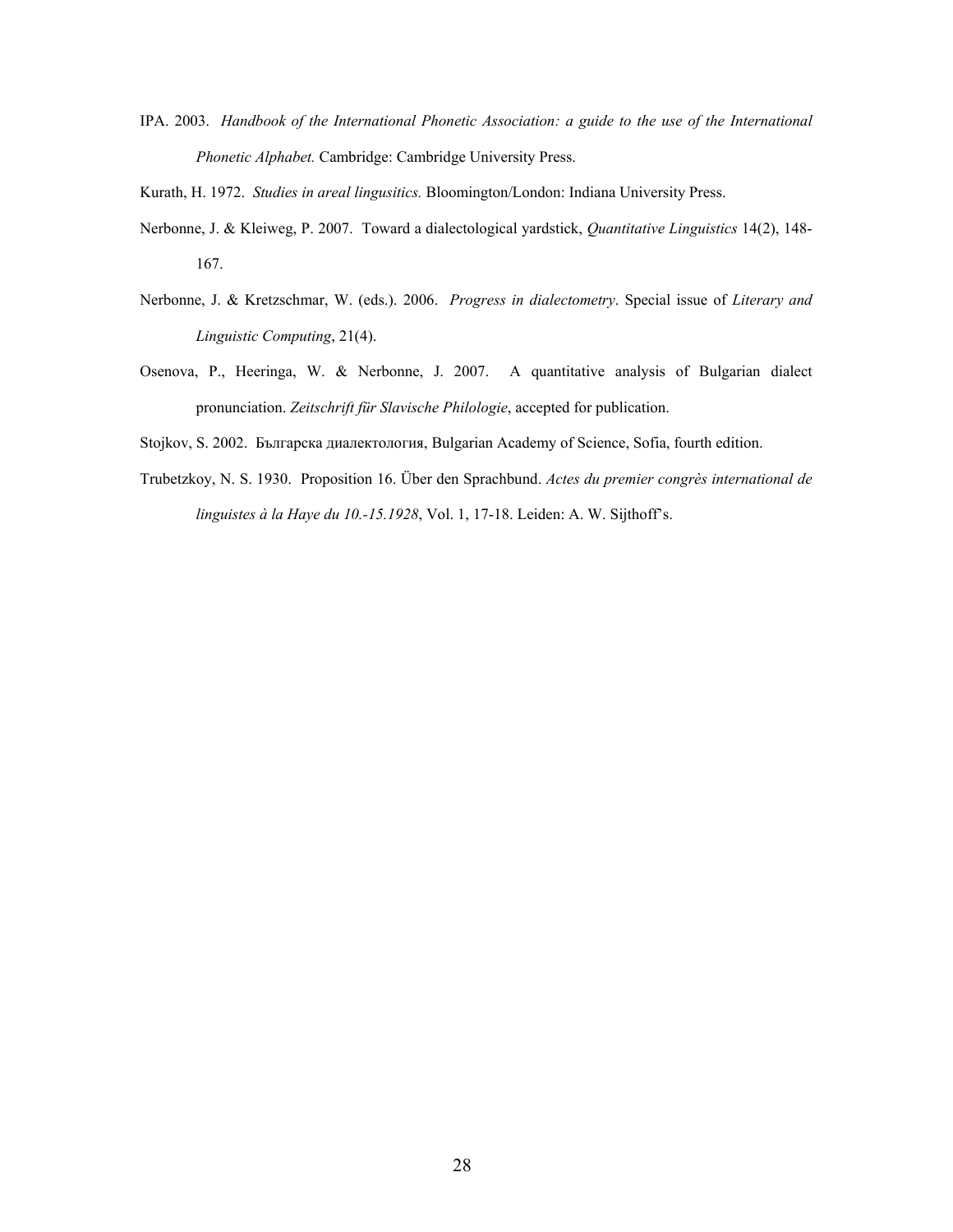IPA. 2003. *Handbook of the International Phonetic Association: a guide to the use of the International Phonetic Alphabet.* Cambridge: Cambridge University Press.

Kurath, H. 1972. *Studies in areal lingusitics.* Bloomington/London: Indiana University Press.

Nerbonne, J. & Kleiweg, P. 2007. Toward a dialectological yardstick, *Quantitative Linguistics* 14(2), 148-167.

Nerbonne, J. & Kretzschmar, W. (eds.). 2006. *Progress in dialectometry*. Special issue of *Literary and Linguistic Computing*, 21(4).

Osenova, P., Heeringa, W. & Nerbonne, J. 2007. A quantitative analysis of Bulgarian dialect pronunciation. *Zeitschrift für Slavische Philologie*, accepted for publication.

Stojkov, S. 2002. Българска диалектология, Bulgarian Academy of Science, Sofia, fourth edition.

Trubetzkoy, N. S. 1930. Proposition 16. Über den Sprachbund. *Actes du premier congrès international de linguistes à la Haye du 10.-15.1928*, Vol. 1, 17-18. Leiden: A. W. Sijthoff's.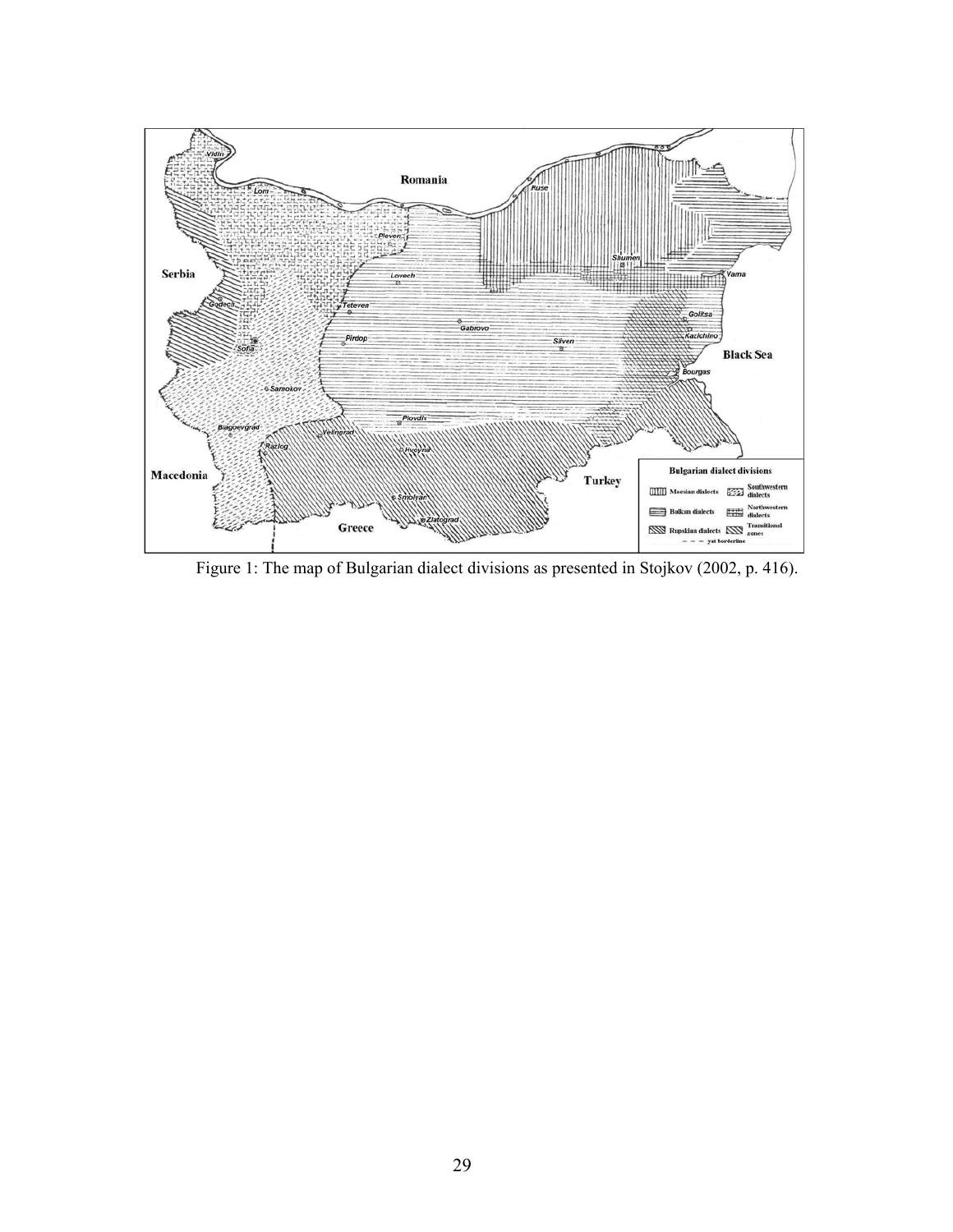Figure 1: The map of Bulgarian dialect divisions as presented in Stojkov (2002, p. 416).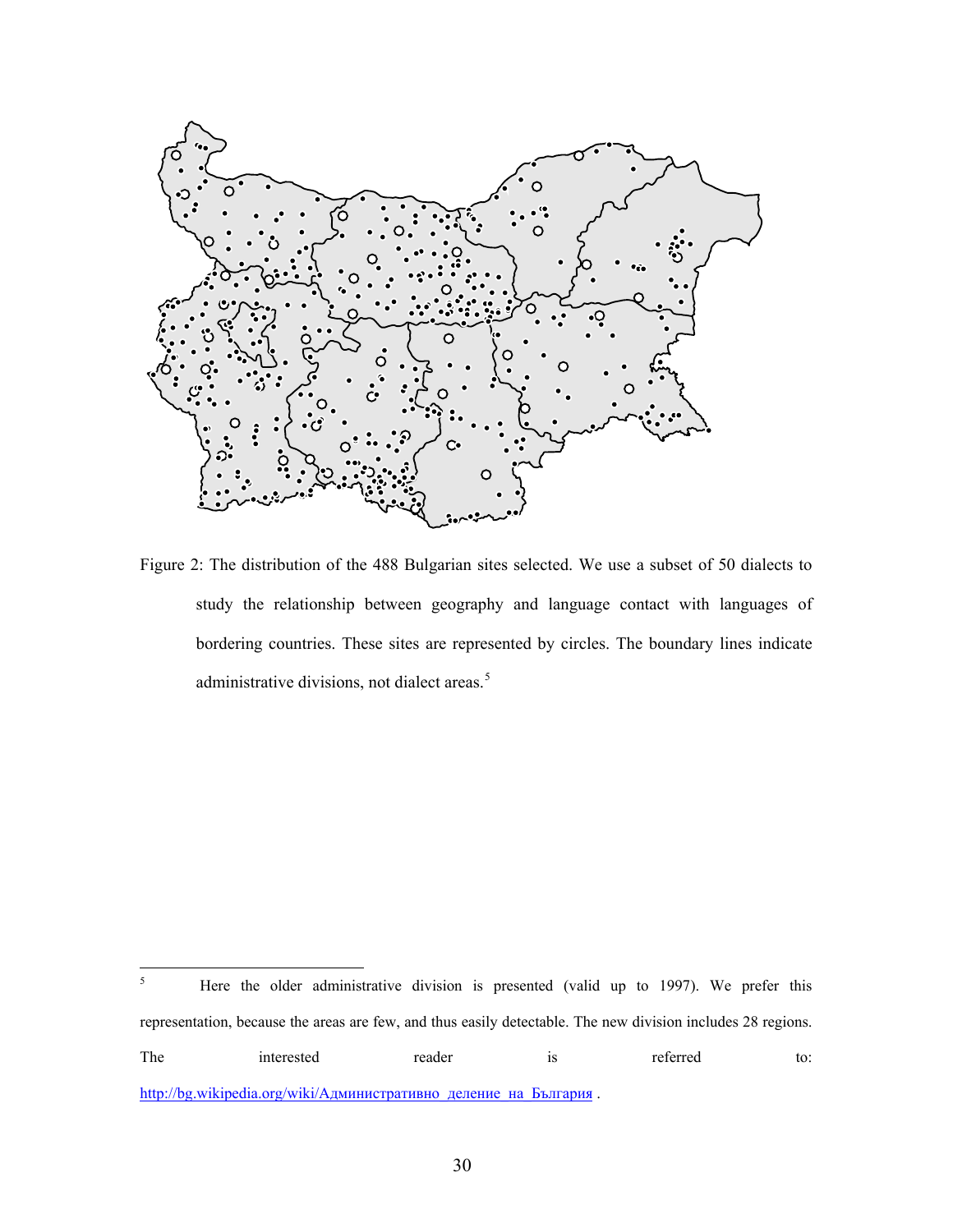Figure 2: The distribution of the 488 Bulgarian sites selected. We use a subset of 50 dialects to study the relationship between geography and language contact with languages of bordering countries. These sites are represented by circles. The boundary lines indicate administrative divisions, not dialect areas.[5]

---

[5] Here the older administrative division is presented (valid up to 1997). We prefer this representation, because the areas are few, and thus easily detectable. The new division includes 28 regions. The interested reader is referred to: http://bg.wikipedia.org/wiki/Административно_деление_на_България .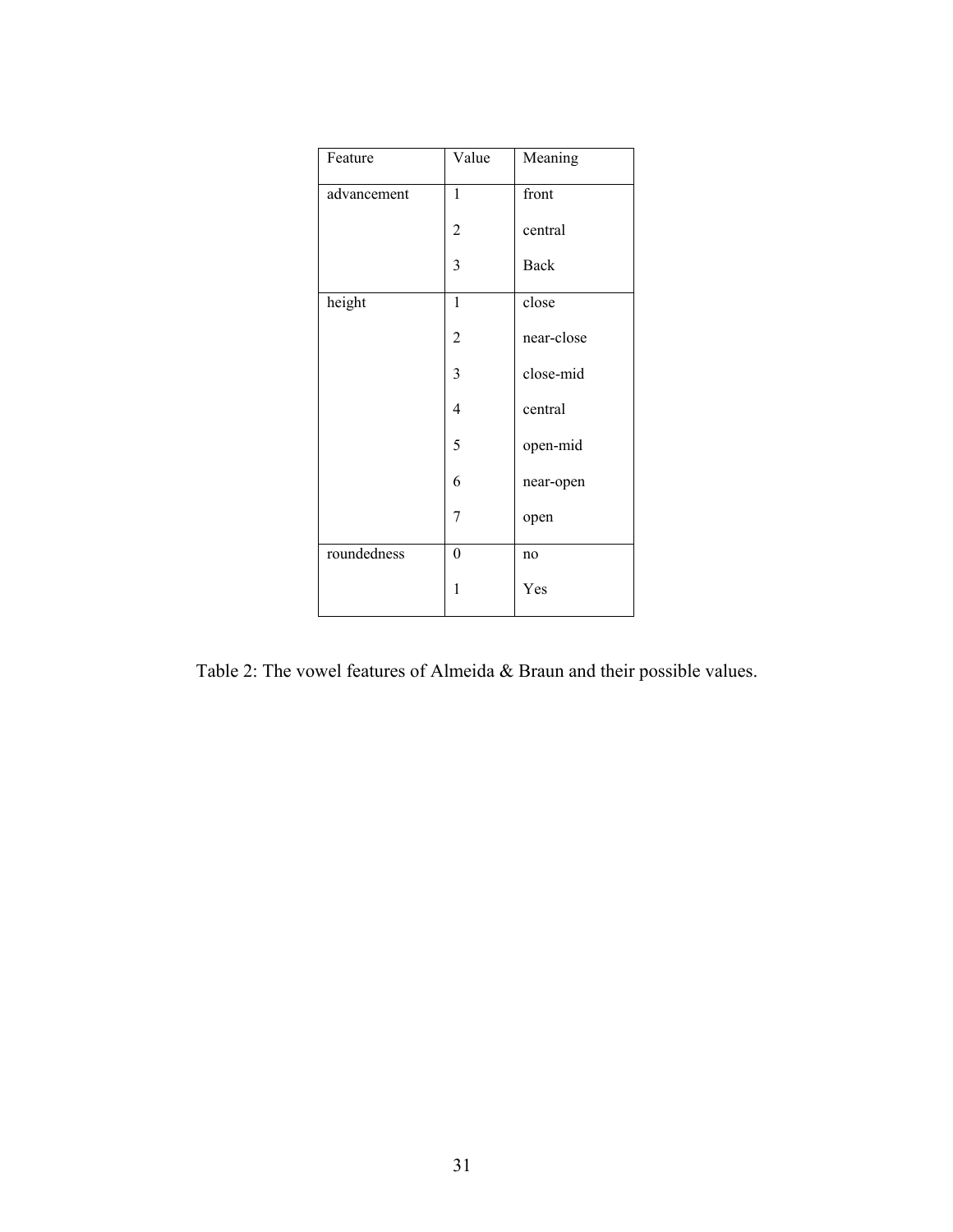| Feature | Value | Meaning |
|---|---|---|
| advancement | 1 | front |
| | 2 | central |
| | 3 | Back |
| height | 1 | close |
| | 2 | near-close |
| | 3 | close-mid |
| | 4 | central |
| | 5 | open-mid |
| | 6 | near-open |
| | 7 | open |
| roundedness | 0 | no |
| | 1 | Yes |

Table 2: The vowel features of Almeida & Braun and their possible values.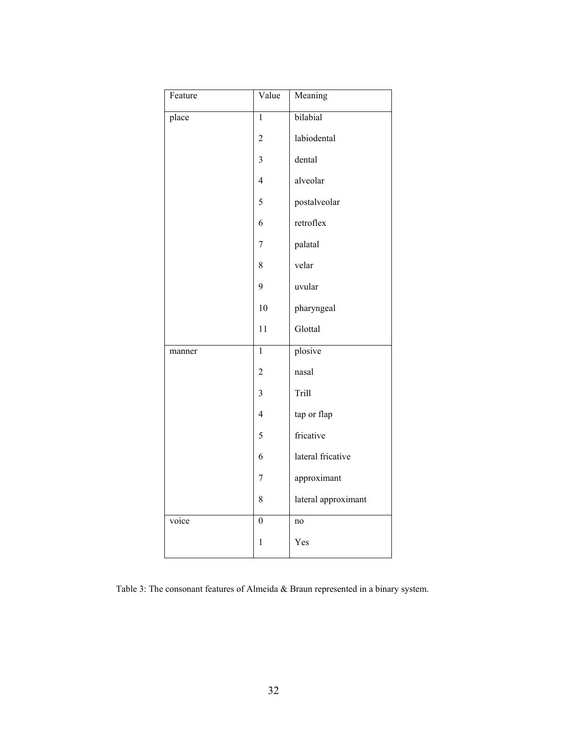| Feature | Value | Meaning |
|---|---|---|
| place | 1 | bilabial |
| | 2 | labiodental |
| | 3 | dental |
| | 4 | alveolar |
| | 5 | postalveolar |
| | 6 | retroflex |
| | 7 | palatal |
| | 8 | velar |
| | 9 | uvular |
| | 10 | pharyngeal |
| | 11 | Glottal |
| manner | 1 | plosive |
| | 2 | nasal |
| | 3 | Trill |
| | 4 | tap or flap |
| | 5 | fricative |
| | 6 | lateral fricative |
| | 7 | approximant |
| | 8 | lateral approximant |
| voice | 0 | no |
| | 1 | Yes |

Table 3: The consonant features of Almeida & Braun represented in a binary system.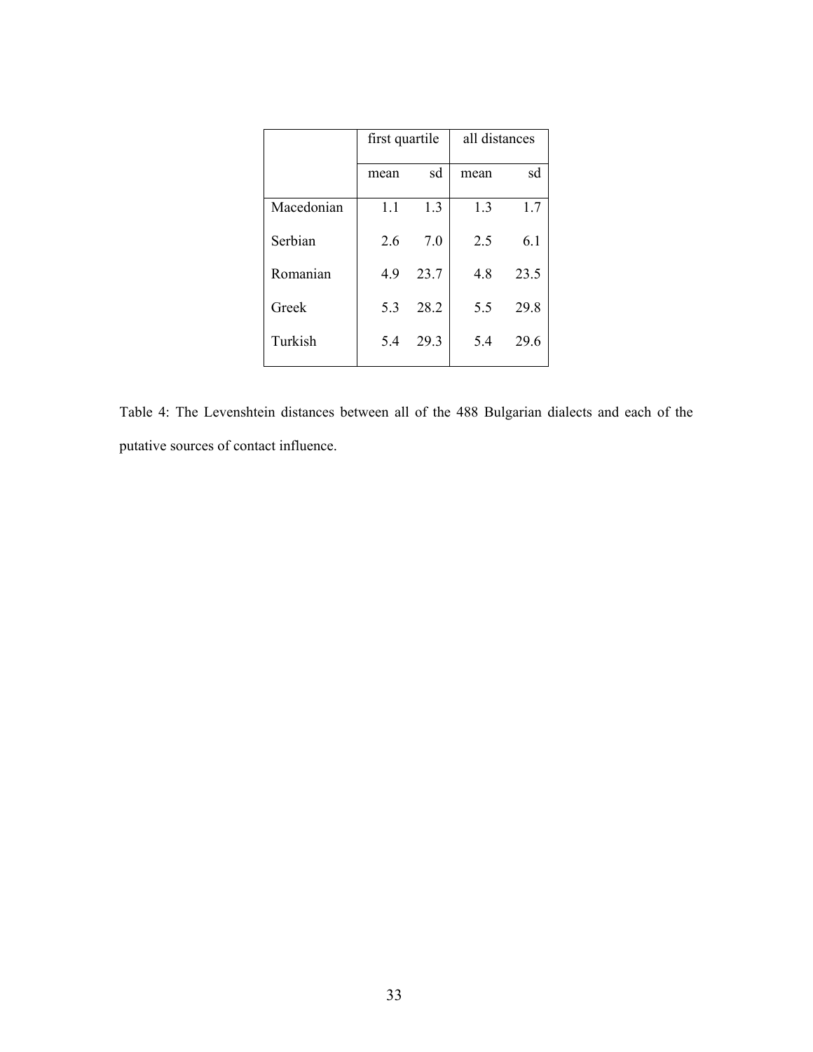| | first quartile | | all distances | |
|---|---|---|---|---|
| | mean | sd | mean | sd |
| Macedonian | 1.1 | 1.3 | 1.3 | 1.7 |
| Serbian | 2.6 | 7.0 | 2.5 | 6.1 |
| Romanian | 4.9 | 23.7 | 4.8 | 23.5 |
| Greek | 5.3 | 28.2 | 5.5 | 29.8 |
| Turkish | 5.4 | 29.3 | 5.4 | 29.6 |

Table 4: The Levenshtein distances between all of the 488 Bulgarian dialects and each of the putative sources of contact influence.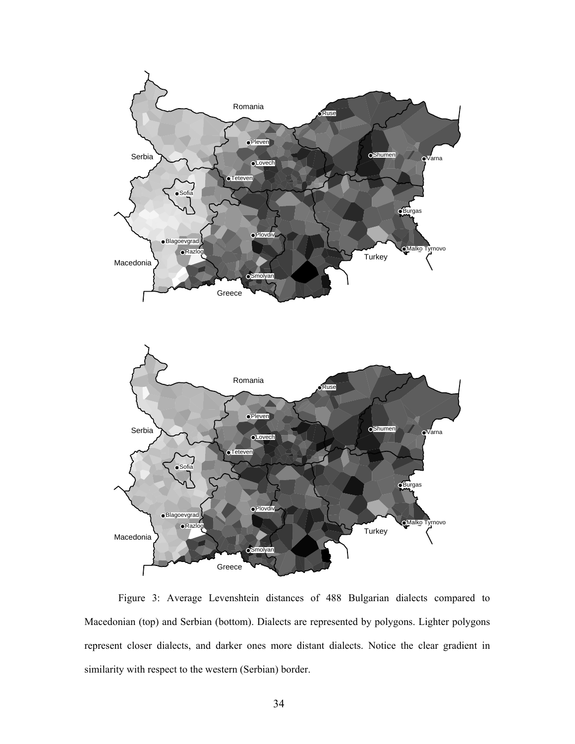Figure 3: Average Levenshtein distances of 488 Bulgarian dialects compared to Macedonian (top) and Serbian (bottom). Dialects are represented by polygons. Lighter polygons represent closer dialects, and darker ones more distant dialects. Notice the clear gradient in similarity with respect to the western (Serbian) border.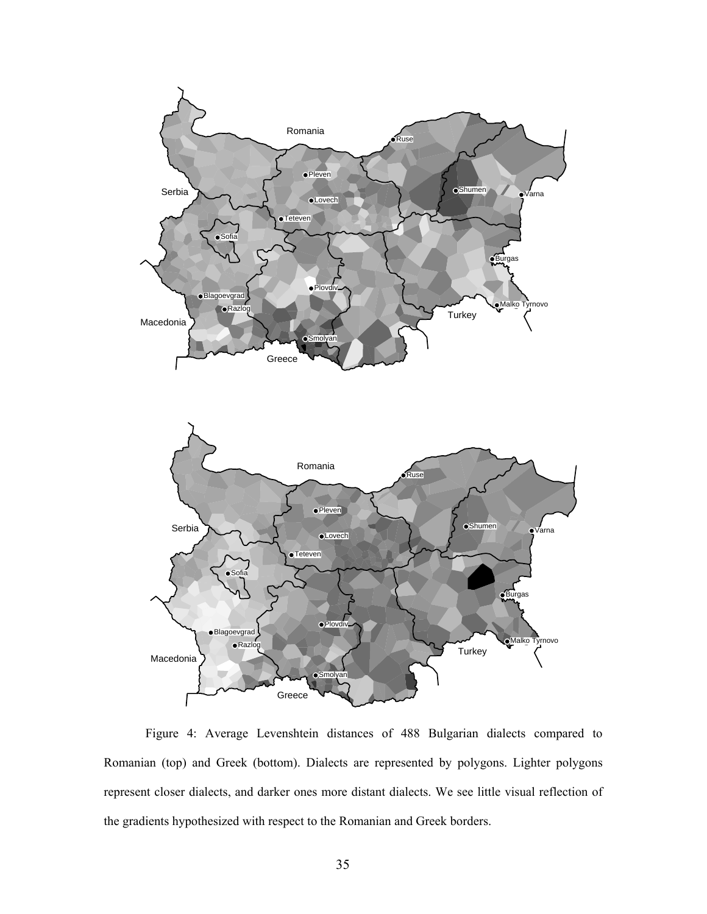Figure 4: Average Levenshtein distances of 488 Bulgarian dialects compared to Romanian (top) and Greek (bottom). Dialects are represented by polygons. Lighter polygons represent closer dialects, and darker ones more distant dialects. We see little visual reflection of the gradients hypothesized with respect to the Romanian and Greek borders.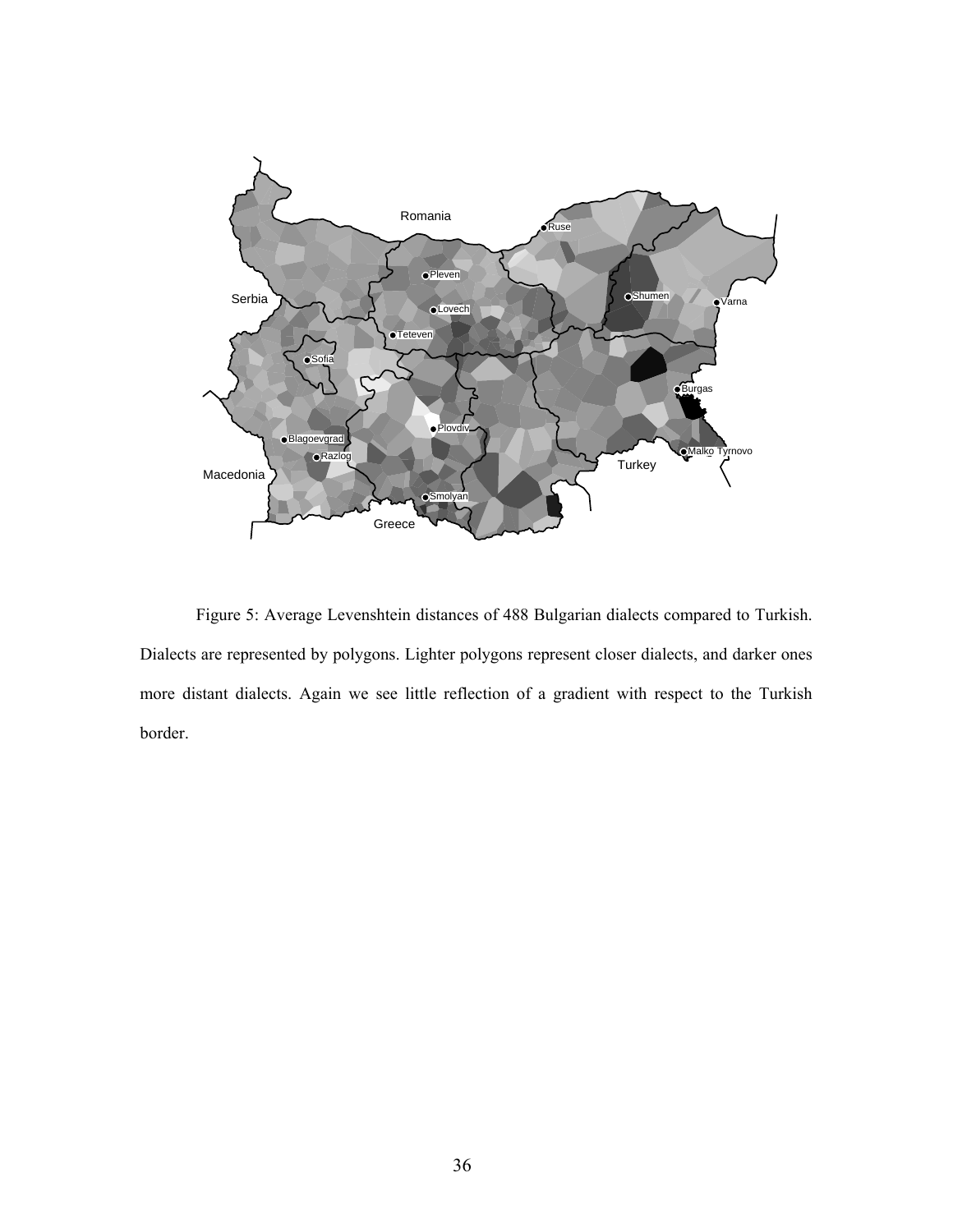Figure 5: Average Levenshtein distances of 488 Bulgarian dialects compared to Turkish. Dialects are represented by polygons. Lighter polygons represent closer dialects, and darker ones more distant dialects. Again we see little reflection of a gradient with respect to the Turkish border.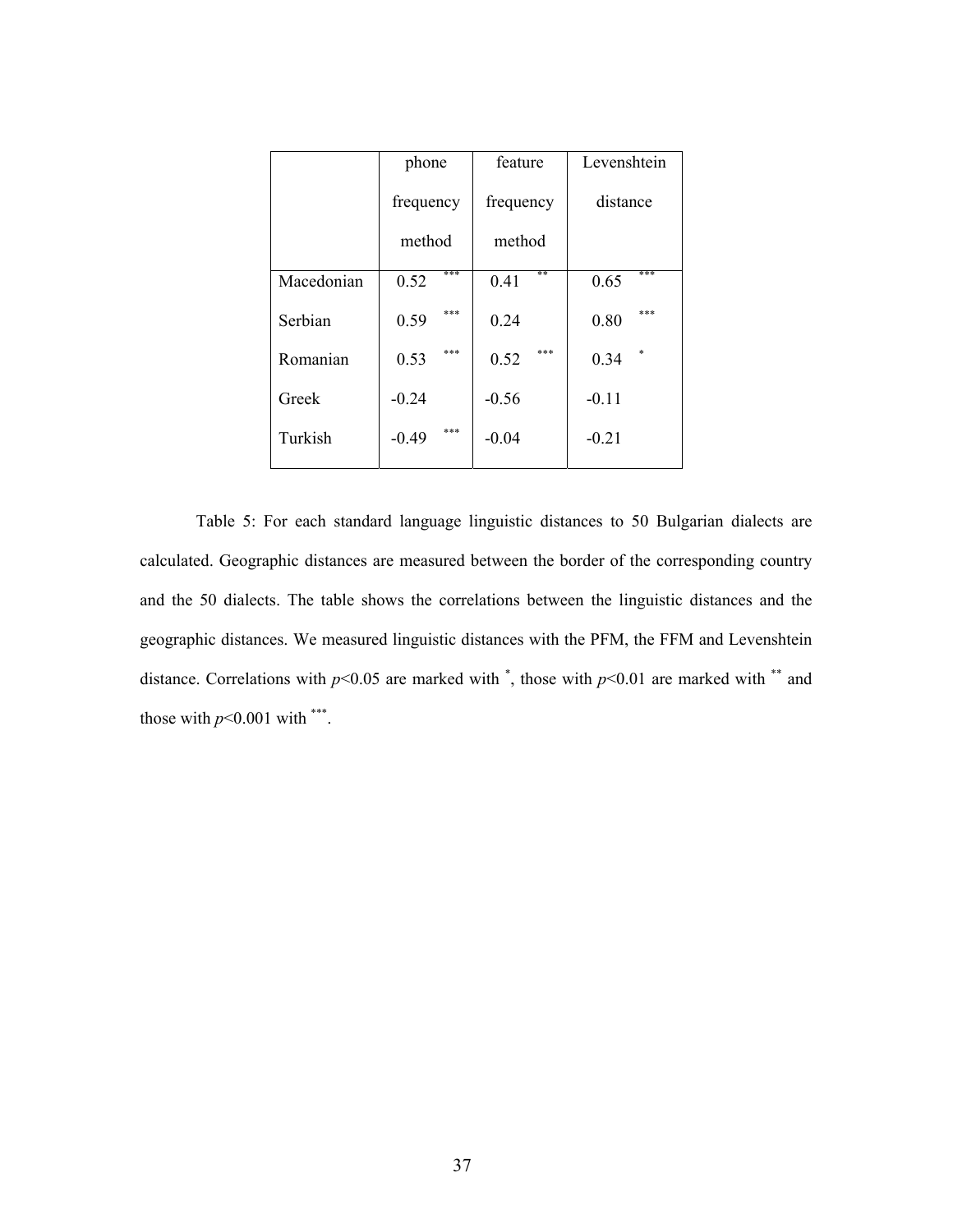| | phone frequency method | feature frequency method | Levenshtein distance |
|---|---|---|---|
| Macedonian | 0.52 *** | 0.41 ** | 0.65 *** |
| Serbian | 0.59 *** | 0.24 | 0.80 *** |
| Romanian | 0.53 *** | 0.52 *** | 0.34 * |
| Greek | -0.24 | -0.56 | -0.11 |
| Turkish | -0.49 *** | -0.04 | -0.21 |

Table 5: For each standard language linguistic distances to 50 Bulgarian dialects are calculated. Geographic distances are measured between the border of the corresponding country and the 50 dialects. The table shows the correlations between the linguistic distances and the geographic distances. We measured linguistic distances with the PFM, the FFM and Levenshtein distance. Correlations with $p<0.05$ are marked with $^{*}$, those with $p<0.01$ are marked with $^{**}$ and those with $p<0.001$ with $^{***}$.